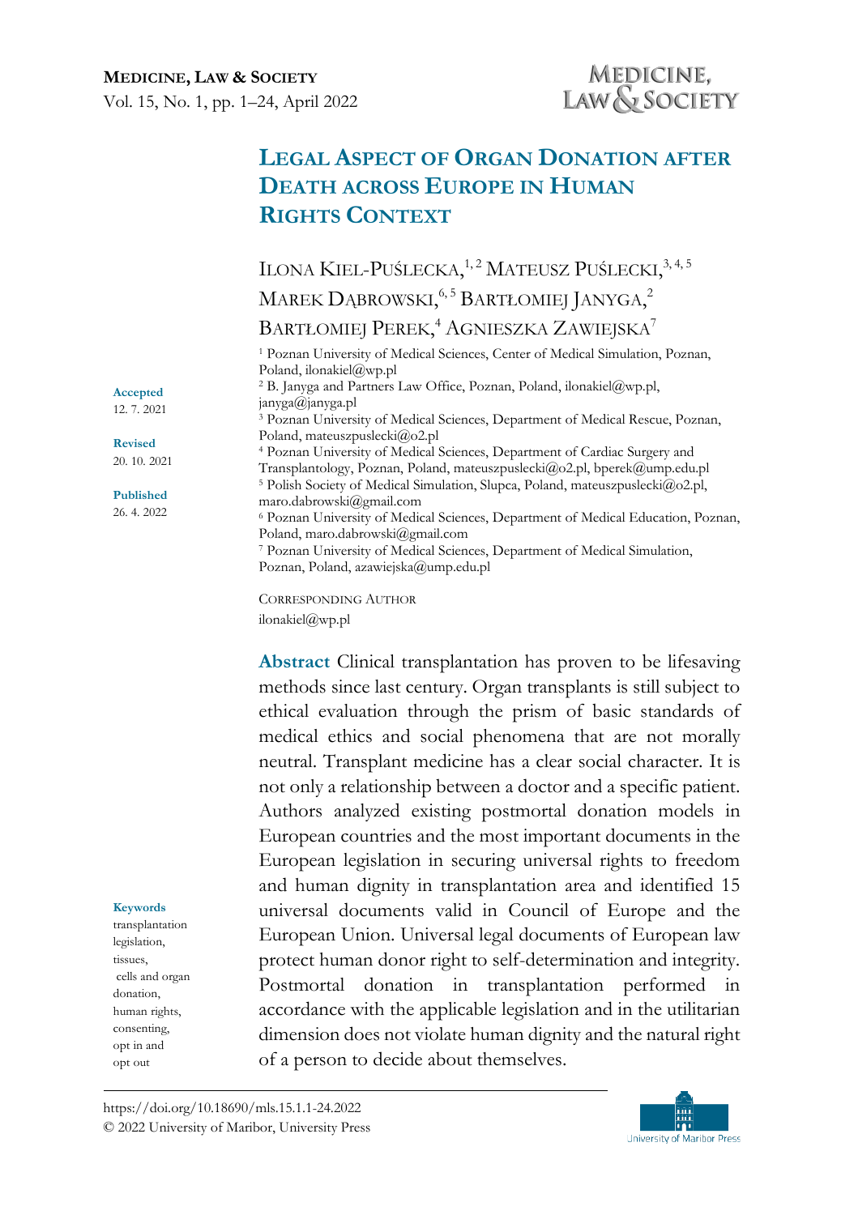# LEGAL ASPECT OF ORGAN DONATION AFTER DEATH ACROSS EUROPE IN HUMAN RIGHTS CONTEXT

ILONA KIEL-PUŚLECKA,[1, 2] MATEUSZ PUŚLECKI,[3, 4, 5] MAREK DĄBROWSKI,[6, 5] BARTŁOMIEJ JANYGA,[2] BARTŁOMIEJ PEREK,[4] AGNIESZKA ZAWIEJSKA[7]

[1] Poznan University of Medical Sciences, Center of Medical Simulation, Poznan, Poland, ilonakiel@wp.pl
[2] B. Janyga and Partners Law Office, Poznan, Poland, ilonakiel@wp.pl, janyga@janyga.pl
[3] Poznan University of Medical Sciences, Department of Medical Rescue, Poznan, Poland, mateuszpuslecki@o2.pl
[4] Poznan University of Medical Sciences, Department of Cardiac Surgery and Transplantology, Poznan, Poland, mateuszpuslecki@o2.pl, bperek@ump.edu.pl
[5] Polish Society of Medical Simulation, Slupca, Poland, mateuszpuslecki@o2.pl, maro.dabrowski@gmail.com
[6] Poznan University of Medical Sciences, Department of Medical Education, Poznan, Poland, maro.dabrowski@gmail.com
[7] Poznan University of Medical Sciences, Department of Medical Simulation, Poznan, Poland, azawiejska@ump.edu.pl

CORRESPONDING AUTHOR
ilonakiel@wp.pl

**Accepted**
12. 7. 2021

**Revised**
20. 10. 2021

**Published**
26. 4. 2022

**Keywords**
transplantation legislation, tissues, cells and organ donation, human rights, consenting, opt in and opt out

**Abstract** Clinical transplantation has proven to be lifesaving methods since last century. Organ transplants is still subject to ethical evaluation through the prism of basic standards of medical ethics and social phenomena that are not morally neutral. Transplant medicine has a clear social character. It is not only a relationship between a doctor and a specific patient. Authors analyzed existing postmortal donation models in European countries and the most important documents in the European legislation in securing universal rights to freedom and human dignity in transplantation area and identified 15 universal documents valid in Council of Europe and the European Union. Universal legal documents of European law protect human donor right to self-determination and integrity. Postmortal donation in transplantation performed in accordance with the applicable legislation and in the utilitarian dimension does not violate human dignity and the natural right of a person to decide about themselves.

https://doi.org/10.18690/mls.15.1.1-24.2022
© 2022 University of Maribor, University Press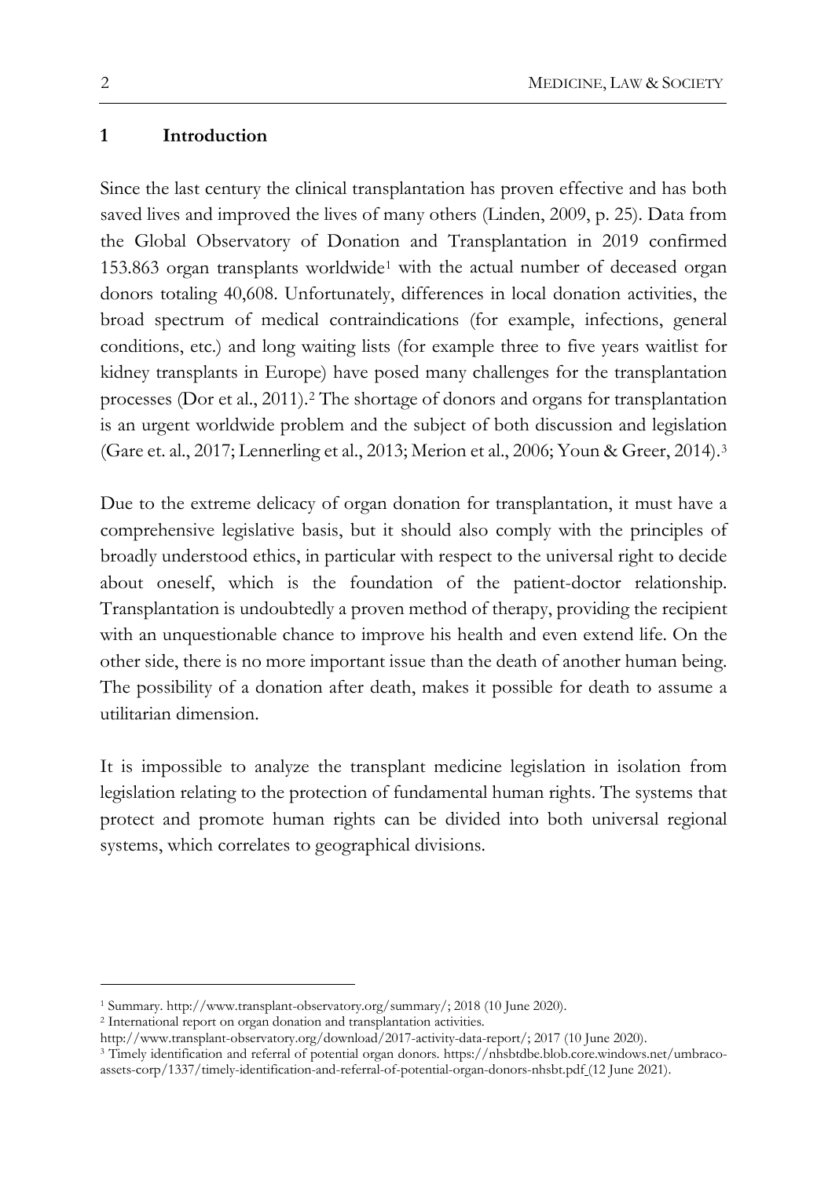## 1 Introduction

Since the last century the clinical transplantation has proven effective and has both saved lives and improved the lives of many others (Linden, 2009, p. 25). Data from the Global Observatory of Donation and Transplantation in 2019 confirmed 153.863 organ transplants worldwide[1] with the actual number of deceased organ donors totaling 40,608. Unfortunately, differences in local donation activities, the broad spectrum of medical contraindications (for example, infections, general conditions, etc.) and long waiting lists (for example three to five years waitlist for kidney transplants in Europe) have posed many challenges for the transplantation processes (Dor et al., 2011).[2] The shortage of donors and organs for transplantation is an urgent worldwide problem and the subject of both discussion and legislation (Gare et. al., 2017; Lennerling et al., 2013; Merion et al., 2006; Youn & Greer, 2014).[3]

Due to the extreme delicacy of organ donation for transplantation, it must have a comprehensive legislative basis, but it should also comply with the principles of broadly understood ethics, in particular with respect to the universal right to decide about oneself, which is the foundation of the patient-doctor relationship. Transplantation is undoubtedly a proven method of therapy, providing the recipient with an unquestionable chance to improve his health and even extend life. On the other side, there is no more important issue than the death of another human being. The possibility of a donation after death, makes it possible for death to assume a utilitarian dimension.

It is impossible to analyze the transplant medicine legislation in isolation from legislation relating to the protection of fundamental human rights. The systems that protect and promote human rights can be divided into both universal regional systems, which correlates to geographical divisions.

---

[1] Summary. http://www.transplant-observatory.org/summary/; 2018 (10 June 2020).

[2] International report on organ donation and transplantation activities. http://www.transplant-observatory.org/download/2017-activity-data-report/; 2017 (10 June 2020).

[3] Timely identification and referral of potential organ donors. https://nhsbtdbe.blob.core.windows.net/umbraco-assets-corp/1337/timely-identification-and-referral-of-potential-organ-donors-nhsbt.pdf (12 June 2021).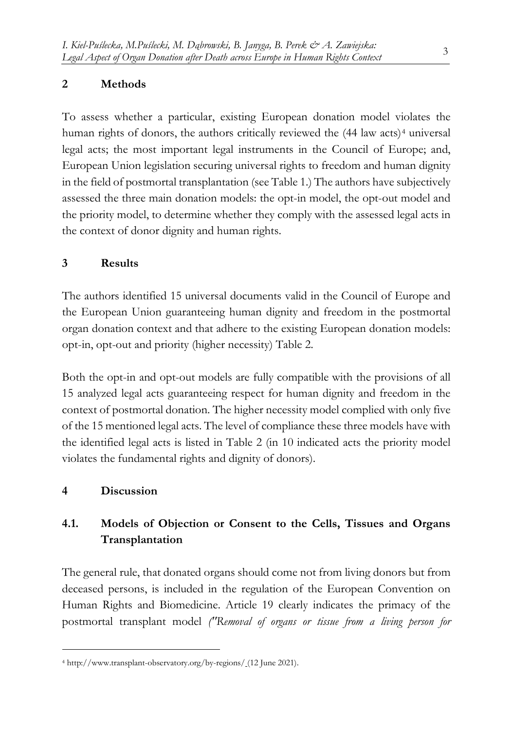## 2 Methods

To assess whether a particular, existing European donation model violates the human rights of donors, the authors critically reviewed the (44 law acts)[4] universal legal acts; the most important legal instruments in the Council of Europe; and, European Union legislation securing universal rights to freedom and human dignity in the field of postmortal transplantation (see Table 1.) The authors have subjectively assessed the three main donation models: the opt-in model, the opt-out model and the priority model, to determine whether they comply with the assessed legal acts in the context of donor dignity and human rights.

## 3 Results

The authors identified 15 universal documents valid in the Council of Europe and the European Union guaranteeing human dignity and freedom in the postmortal organ donation context and that adhere to the existing European donation models: opt-in, opt-out and priority (higher necessity) Table 2.

Both the opt-in and opt-out models are fully compatible with the provisions of all 15 analyzed legal acts guaranteeing respect for human dignity and freedom in the context of postmortal donation. The higher necessity model complied with only five of the 15 mentioned legal acts. The level of compliance these three models have with the identified legal acts is listed in Table 2 (in 10 indicated acts the priority model violates the fundamental rights and dignity of donors).

## 4 Discussion

### 4.1. Models of Objection or Consent to the Cells, Tissues and Organs Transplantation

The general rule, that donated organs should come not from living donors but from deceased persons, is included in the regulation of the European Convention on Human Rights and Biomedicine. Article 19 clearly indicates the primacy of the postmortal transplant model *("Removal of organs or tissue from a living person for*

[4] http://www.transplant-observatory.org/by-regions/ (12 June 2021).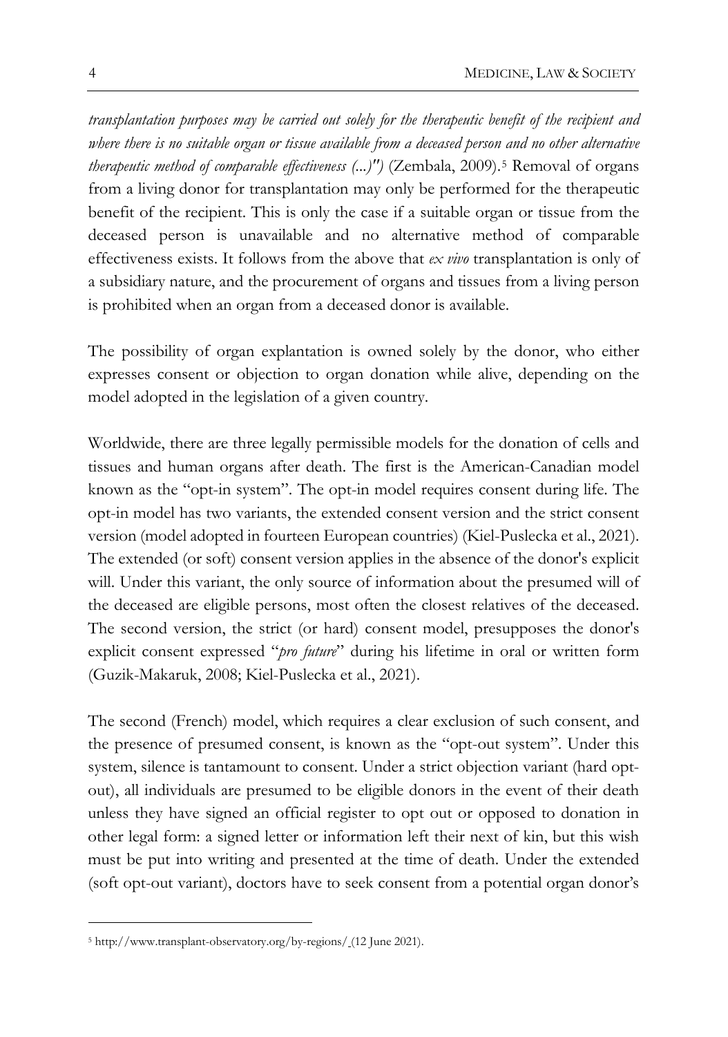*transplantation purposes may be carried out solely for the therapeutic benefit of the recipient and where there is no suitable organ or tissue available from a deceased person and no other alternative therapeutic method of comparable effectiveness (...)")* (Zembala, 2009).[5] Removal of organs from a living donor for transplantation may only be performed for the therapeutic benefit of the recipient. This is only the case if a suitable organ or tissue from the deceased person is unavailable and no alternative method of comparable effectiveness exists. It follows from the above that *ex vivo* transplantation is only of a subsidiary nature, and the procurement of organs and tissues from a living person is prohibited when an organ from a deceased donor is available.

The possibility of organ explantation is owned solely by the donor, who either expresses consent or objection to organ donation while alive, depending on the model adopted in the legislation of a given country.

Worldwide, there are three legally permissible models for the donation of cells and tissues and human organs after death. The first is the American-Canadian model known as the "opt-in system". The opt-in model requires consent during life. The opt-in model has two variants, the extended consent version and the strict consent version (model adopted in fourteen European countries) (Kiel-Puslecka et al., 2021). The extended (or soft) consent version applies in the absence of the donor's explicit will. Under this variant, the only source of information about the presumed will of the deceased are eligible persons, most often the closest relatives of the deceased. The second version, the strict (or hard) consent model, presupposes the donor's explicit consent expressed "*pro future*" during his lifetime in oral or written form (Guzik-Makaruk, 2008; Kiel-Puslecka et al., 2021).

The second (French) model, which requires a clear exclusion of such consent, and the presence of presumed consent, is known as the "opt-out system". Under this system, silence is tantamount to consent. Under a strict objection variant (hard opt-out), all individuals are presumed to be eligible donors in the event of their death unless they have signed an official register to opt out or opposed to donation in other legal form: a signed letter or information left their next of kin, but this wish must be put into writing and presented at the time of death. Under the extended (soft opt-out variant), doctors have to seek consent from a potential organ donor's

[5] http://www.transplant-observatory.org/by-regions/ (12 June 2021).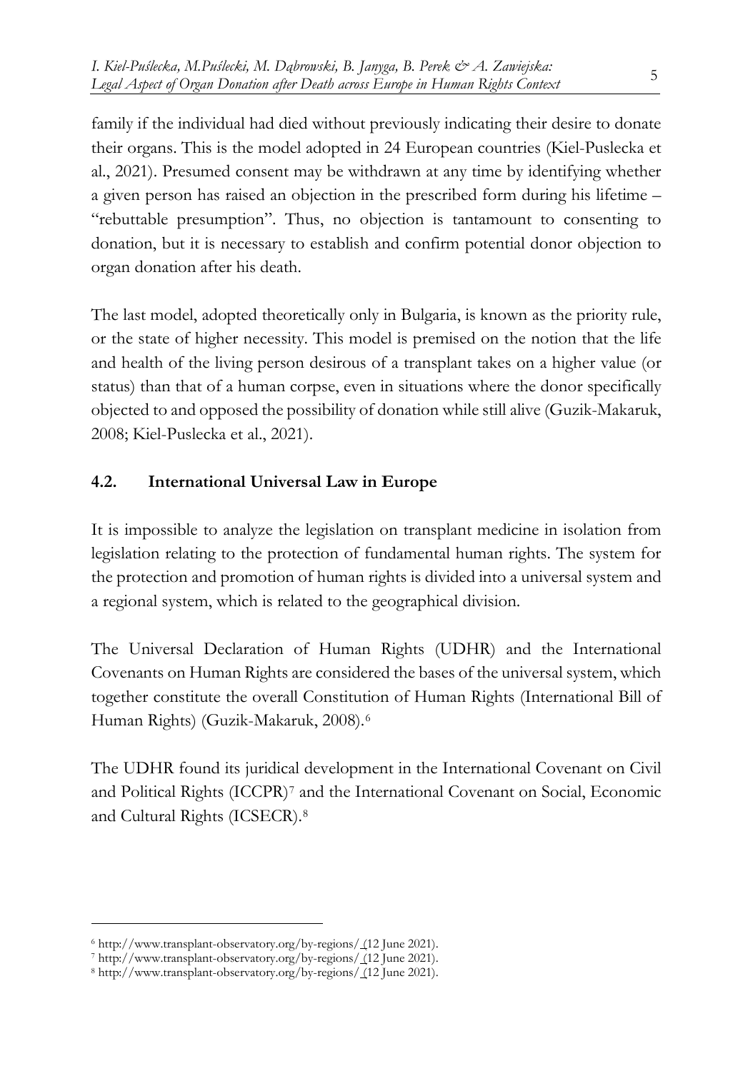family if the individual had died without previously indicating their desire to donate their organs. This is the model adopted in 24 European countries (Kiel-Puslecka et al., 2021). Presumed consent may be withdrawn at any time by identifying whether a given person has raised an objection in the prescribed form during his lifetime – "rebuttable presumption". Thus, no objection is tantamount to consenting to donation, but it is necessary to establish and confirm potential donor objection to organ donation after his death.

The last model, adopted theoretically only in Bulgaria, is known as the priority rule, or the state of higher necessity. This model is premised on the notion that the life and health of the living person desirous of a transplant takes on a higher value (or status) than that of a human corpse, even in situations where the donor specifically objected to and opposed the possibility of donation while still alive (Guzik-Makaruk, 2008; Kiel-Puslecka et al., 2021).

## 4.2. International Universal Law in Europe

It is impossible to analyze the legislation on transplant medicine in isolation from legislation relating to the protection of fundamental human rights. The system for the protection and promotion of human rights is divided into a universal system and a regional system, which is related to the geographical division.

The Universal Declaration of Human Rights (UDHR) and the International Covenants on Human Rights are considered the bases of the universal system, which together constitute the overall Constitution of Human Rights (International Bill of Human Rights) (Guzik-Makaruk, 2008).[6]

The UDHR found its juridical development in the International Covenant on Civil and Political Rights (ICCPR)[7] and the International Covenant on Social, Economic and Cultural Rights (ICSECR).[8]

---

[6] http://www.transplant-observatory.org/by-regions/ (12 June 2021).
[7] http://www.transplant-observatory.org/by-regions/ (12 June 2021).
[8] http://www.transplant-observatory.org/by-regions/ (12 June 2021).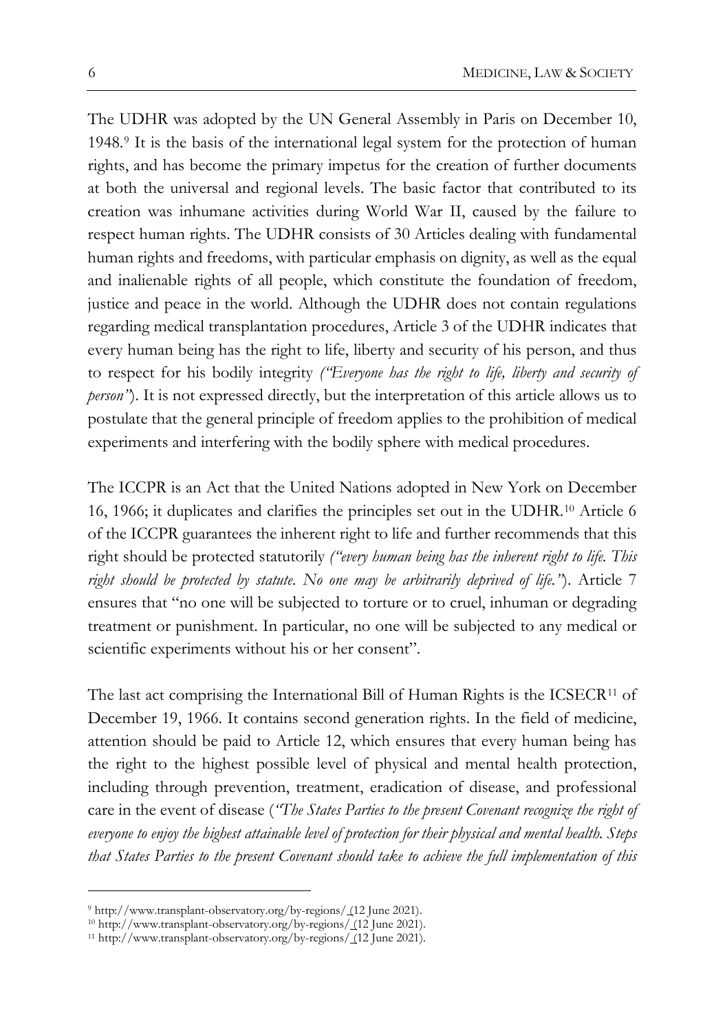The UDHR was adopted by the UN General Assembly in Paris on December 10, 1948.[9] It is the basis of the international legal system for the protection of human rights, and has become the primary impetus for the creation of further documents at both the universal and regional levels. The basic factor that contributed to its creation was inhumane activities during World War II, caused by the failure to respect human rights. The UDHR consists of 30 Articles dealing with fundamental human rights and freedoms, with particular emphasis on dignity, as well as the equal and inalienable rights of all people, which constitute the foundation of freedom, justice and peace in the world. Although the UDHR does not contain regulations regarding medical transplantation procedures, Article 3 of the UDHR indicates that every human being has the right to life, liberty and security of his person, and thus to respect for his bodily integrity *("Everyone has the right to life, liberty and security of person"*). It is not expressed directly, but the interpretation of this article allows us to postulate that the general principle of freedom applies to the prohibition of medical experiments and interfering with the bodily sphere with medical procedures.

The ICCPR is an Act that the United Nations adopted in New York on December 16, 1966; it duplicates and clarifies the principles set out in the UDHR.[10] Article 6 of the ICCPR guarantees the inherent right to life and further recommends that this right should be protected statutorily *("every human being has the inherent right to life. This right should be protected by statute. No one may be arbitrarily deprived of life."*). Article 7 ensures that "no one will be subjected to torture or to cruel, inhuman or degrading treatment or punishment. In particular, no one will be subjected to any medical or scientific experiments without his or her consent".

The last act comprising the International Bill of Human Rights is the ICSECR[11] of December 19, 1966. It contains second generation rights. In the field of medicine, attention should be paid to Article 12, which ensures that every human being has the right to the highest possible level of physical and mental health protection, including through prevention, treatment, eradication of disease, and professional care in the event of disease (*"The States Parties to the present Covenant recognize the right of everyone to enjoy the highest attainable level of protection for their physical and mental health. Steps that States Parties to the present Covenant should take to achieve the full implementation of this*

---

[9] http://www.transplant-observatory.org/by-regions/ (12 June 2021).

[10] http://www.transplant-observatory.org/by-regions/ (12 June 2021).

[11] http://www.transplant-observatory.org/by-regions/ (12 June 2021).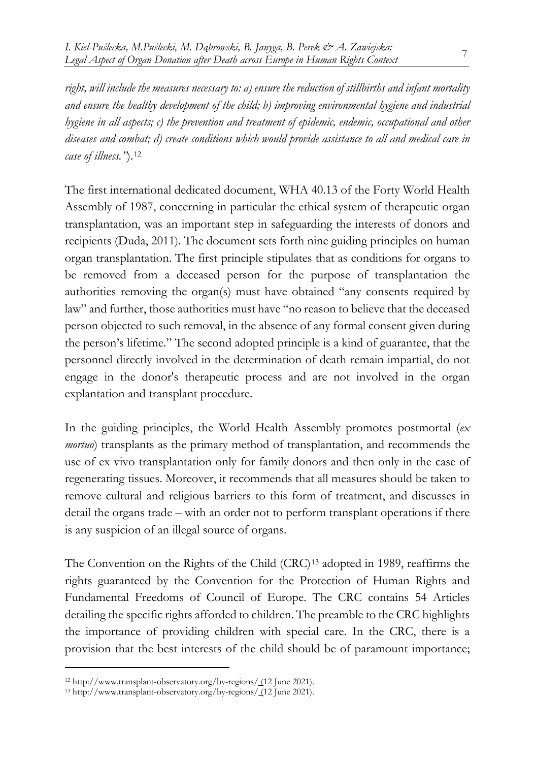*right, will include the measures necessary to: a) ensure the reduction of stillbirths and infant mortality and ensure the healthy development of the child; b) improving environmental hygiene and industrial hygiene in all aspects; c) the prevention and treatment of epidemic, endemic, occupational and other diseases and combat; d) create conditions which would provide assistance to all and medical care in case of illness."*).[12]

The first international dedicated document, WHA 40.13 of the Forty World Health Assembly of 1987, concerning in particular the ethical system of therapeutic organ transplantation, was an important step in safeguarding the interests of donors and recipients (Duda, 2011). The document sets forth nine guiding principles on human organ transplantation. The first principle stipulates that as conditions for organs to be removed from a deceased person for the purpose of transplantation the authorities removing the organ(s) must have obtained "any consents required by law" and further, those authorities must have "no reason to believe that the deceased person objected to such removal, in the absence of any formal consent given during the person's lifetime." The second adopted principle is a kind of guarantee, that the personnel directly involved in the determination of death remain impartial, do not engage in the donor's therapeutic process and are not involved in the organ explantation and transplant procedure.

In the guiding principles, the World Health Assembly promotes postmortal (*ex mortuo*) transplants as the primary method of transplantation, and recommends the use of ex vivo transplantation only for family donors and then only in the case of regenerating tissues. Moreover, it recommends that all measures should be taken to remove cultural and religious barriers to this form of treatment, and discusses in detail the organs trade – with an order not to perform transplant operations if there is any suspicion of an illegal source of organs.

The Convention on the Rights of the Child (CRC)[13] adopted in 1989, reaffirms the rights guaranteed by the Convention for the Protection of Human Rights and Fundamental Freedoms of Council of Europe. The CRC contains 54 Articles detailing the specific rights afforded to children. The preamble to the CRC highlights the importance of providing children with special care. In the CRC, there is a provision that the best interests of the child should be of paramount importance;

---

[12] http://www.transplant-observatory.org/by-regions/ (12 June 2021).

[13] http://www.transplant-observatory.org/by-regions/ (12 June 2021).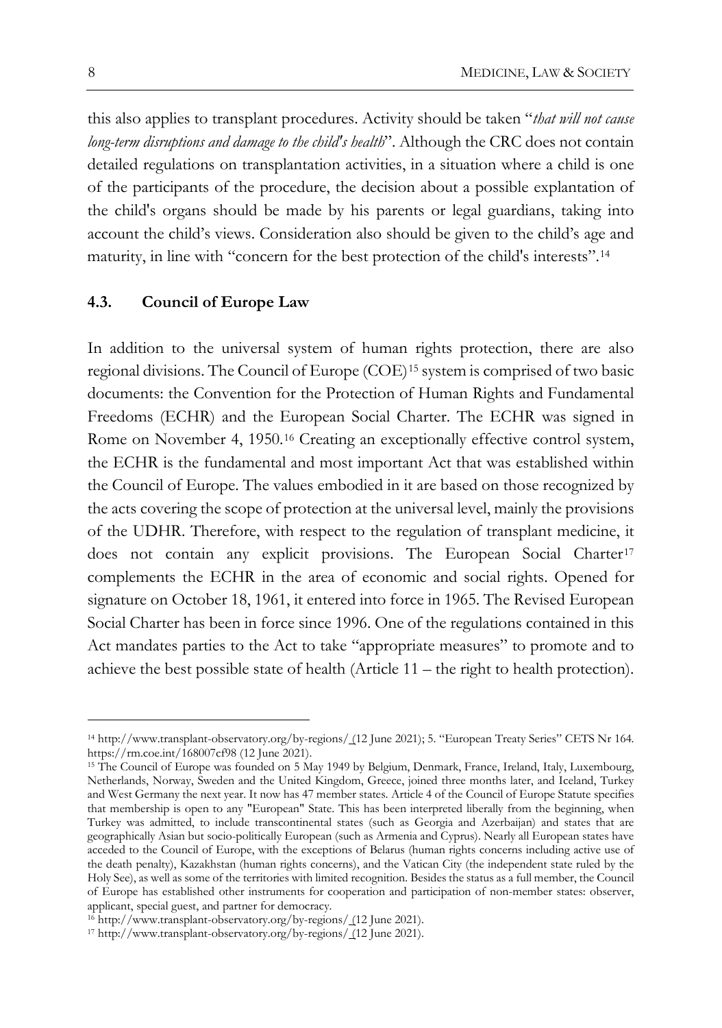this also applies to transplant procedures. Activity should be taken "*that will not cause long-term disruptions and damage to the child's health*". Although the CRC does not contain detailed regulations on transplantation activities, in a situation where a child is one of the participants of the procedure, the decision about a possible explantation of the child's organs should be made by his parents or legal guardians, taking into account the child's views. Consideration also should be given to the child's age and maturity, in line with "concern for the best protection of the child's interests".[14]

### 4.3. Council of Europe Law

In addition to the universal system of human rights protection, there are also regional divisions. The Council of Europe (COE)[15] system is comprised of two basic documents: the Convention for the Protection of Human Rights and Fundamental Freedoms (ECHR) and the European Social Charter. The ECHR was signed in Rome on November 4, 1950.[16] Creating an exceptionally effective control system, the ECHR is the fundamental and most important Act that was established within the Council of Europe. The values embodied in it are based on those recognized by the acts covering the scope of protection at the universal level, mainly the provisions of the UDHR. Therefore, with respect to the regulation of transplant medicine, it does not contain any explicit provisions. The European Social Charter[17] complements the ECHR in the area of economic and social rights. Opened for signature on October 18, 1961, it entered into force in 1965. The Revised European Social Charter has been in force since 1996. One of the regulations contained in this Act mandates parties to the Act to take "appropriate measures" to promote and to achieve the best possible state of health (Article 11 – the right to health protection).

---

[14] http://www.transplant-observatory.org/by-regions/ (12 June 2021); 5. "European Treaty Series" CETS Nr 164. https://rm.coe.int/168007cf98 (12 June 2021).

[15] The Council of Europe was founded on 5 May 1949 by Belgium, Denmark, France, Ireland, Italy, Luxembourg, Netherlands, Norway, Sweden and the United Kingdom, Greece, joined three months later, and Iceland, Turkey and West Germany the next year. It now has 47 member states. Article 4 of the Council of Europe Statute specifies that membership is open to any "European" State. This has been interpreted liberally from the beginning, when Turkey was admitted, to include transcontinental states (such as Georgia and Azerbaijan) and states that are geographically Asian but socio-politically European (such as Armenia and Cyprus). Nearly all European states have acceded to the Council of Europe, with the exceptions of Belarus (human rights concerns including active use of the death penalty), Kazakhstan (human rights concerns), and the Vatican City (the independent state ruled by the Holy See), as well as some of the territories with limited recognition. Besides the status as a full member, the Council of Europe has established other instruments for cooperation and participation of non-member states: observer, applicant, special guest, and partner for democracy.

[16] http://www.transplant-observatory.org/by-regions/ (12 June 2021).

[17] http://www.transplant-observatory.org/by-regions/ (12 June 2021).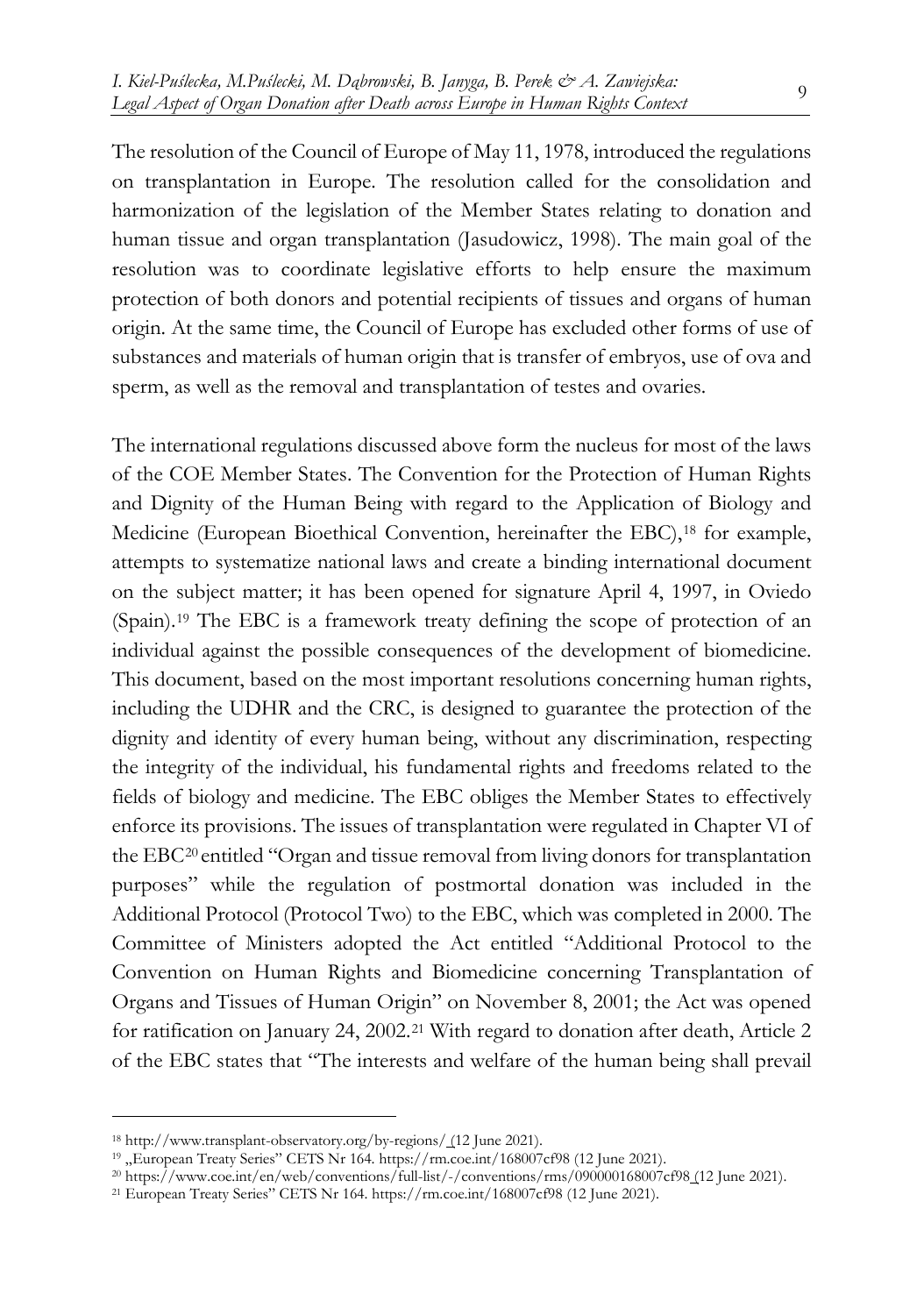The resolution of the Council of Europe of May 11, 1978, introduced the regulations on transplantation in Europe. The resolution called for the consolidation and harmonization of the legislation of the Member States relating to donation and human tissue and organ transplantation (Jasudowicz, 1998). The main goal of the resolution was to coordinate legislative efforts to help ensure the maximum protection of both donors and potential recipients of tissues and organs of human origin. At the same time, the Council of Europe has excluded other forms of use of substances and materials of human origin that is transfer of embryos, use of ova and sperm, as well as the removal and transplantation of testes and ovaries.

The international regulations discussed above form the nucleus for most of the laws of the COE Member States. The Convention for the Protection of Human Rights and Dignity of the Human Being with regard to the Application of Biology and Medicine (European Bioethical Convention, hereinafter the EBC),[18] for example, attempts to systematize national laws and create a binding international document on the subject matter; it has been opened for signature April 4, 1997, in Oviedo (Spain).[19] The EBC is a framework treaty defining the scope of protection of an individual against the possible consequences of the development of biomedicine. This document, based on the most important resolutions concerning human rights, including the UDHR and the CRC, is designed to guarantee the protection of the dignity and identity of every human being, without any discrimination, respecting the integrity of the individual, his fundamental rights and freedoms related to the fields of biology and medicine. The EBC obliges the Member States to effectively enforce its provisions. The issues of transplantation were regulated in Chapter VI of the EBC[20] entitled "Organ and tissue removal from living donors for transplantation purposes" while the regulation of postmortal donation was included in the Additional Protocol (Protocol Two) to the EBC, which was completed in 2000. The Committee of Ministers adopted the Act entitled "Additional Protocol to the Convention on Human Rights and Biomedicine concerning Transplantation of Organs and Tissues of Human Origin" on November 8, 2001; the Act was opened for ratification on January 24, 2002.[21] With regard to donation after death, Article 2 of the EBC states that "The interests and welfare of the human being shall prevail

[18] http://www.transplant-observatory.org/by-regions/ (12 June 2021).

[19] „European Treaty Series" CETS Nr 164. https://rm.coe.int/168007cf98 (12 June 2021).

[20] https://www.coe.int/en/web/conventions/full-list/-/conventions/rms/090000168007cf98 (12 June 2021).

[21] European Treaty Series" CETS Nr 164. https://rm.coe.int/168007cf98 (12 June 2021).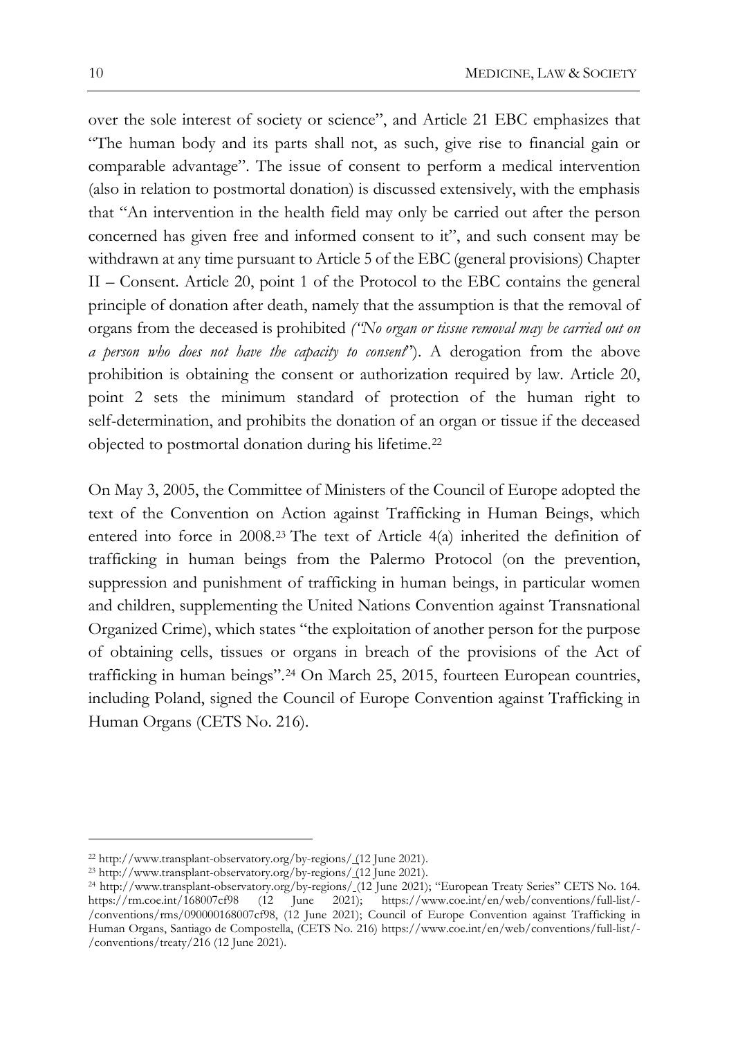over the sole interest of society or science", and Article 21 EBC emphasizes that "The human body and its parts shall not, as such, give rise to financial gain or comparable advantage". The issue of consent to perform a medical intervention (also in relation to postmortal donation) is discussed extensively, with the emphasis that "An intervention in the health field may only be carried out after the person concerned has given free and informed consent to it", and such consent may be withdrawn at any time pursuant to Article 5 of the EBC (general provisions) Chapter II – Consent. Article 20, point 1 of the Protocol to the EBC contains the general principle of donation after death, namely that the assumption is that the removal of organs from the deceased is prohibited *("No organ or tissue removal may be carried out on a person who does not have the capacity to consent")*. A derogation from the above prohibition is obtaining the consent or authorization required by law. Article 20, point 2 sets the minimum standard of protection of the human right to self-determination, and prohibits the donation of an organ or tissue if the deceased objected to postmortal donation during his lifetime.[22]

On May 3, 2005, the Committee of Ministers of the Council of Europe adopted the text of the Convention on Action against Trafficking in Human Beings, which entered into force in 2008.[23] The text of Article 4(a) inherited the definition of trafficking in human beings from the Palermo Protocol (on the prevention, suppression and punishment of trafficking in human beings, in particular women and children, supplementing the United Nations Convention against Transnational Organized Crime), which states "the exploitation of another person for the purpose of obtaining cells, tissues or organs in breach of the provisions of the Act of trafficking in human beings".[24] On March 25, 2015, fourteen European countries, including Poland, signed the Council of Europe Convention against Trafficking in Human Organs (CETS No. 216).

---

[22] http://www.transplant-observatory.org/by-regions/ (12 June 2021).

[23] http://www.transplant-observatory.org/by-regions/ (12 June 2021).

[24] http://www.transplant-observatory.org/by-regions/ (12 June 2021); "European Treaty Series" CETS No. 164. https://rm.coe.int/168007cf98 (12 June 2021); https://www.coe.int/en/web/conventions/full-list/-/conventions/rms/090000168007cf98, (12 June 2021); Council of Europe Convention against Trafficking in Human Organs, Santiago de Compostella, (CETS No. 216) https://www.coe.int/en/web/conventions/full-list/-/conventions/treaty/216 (12 June 2021).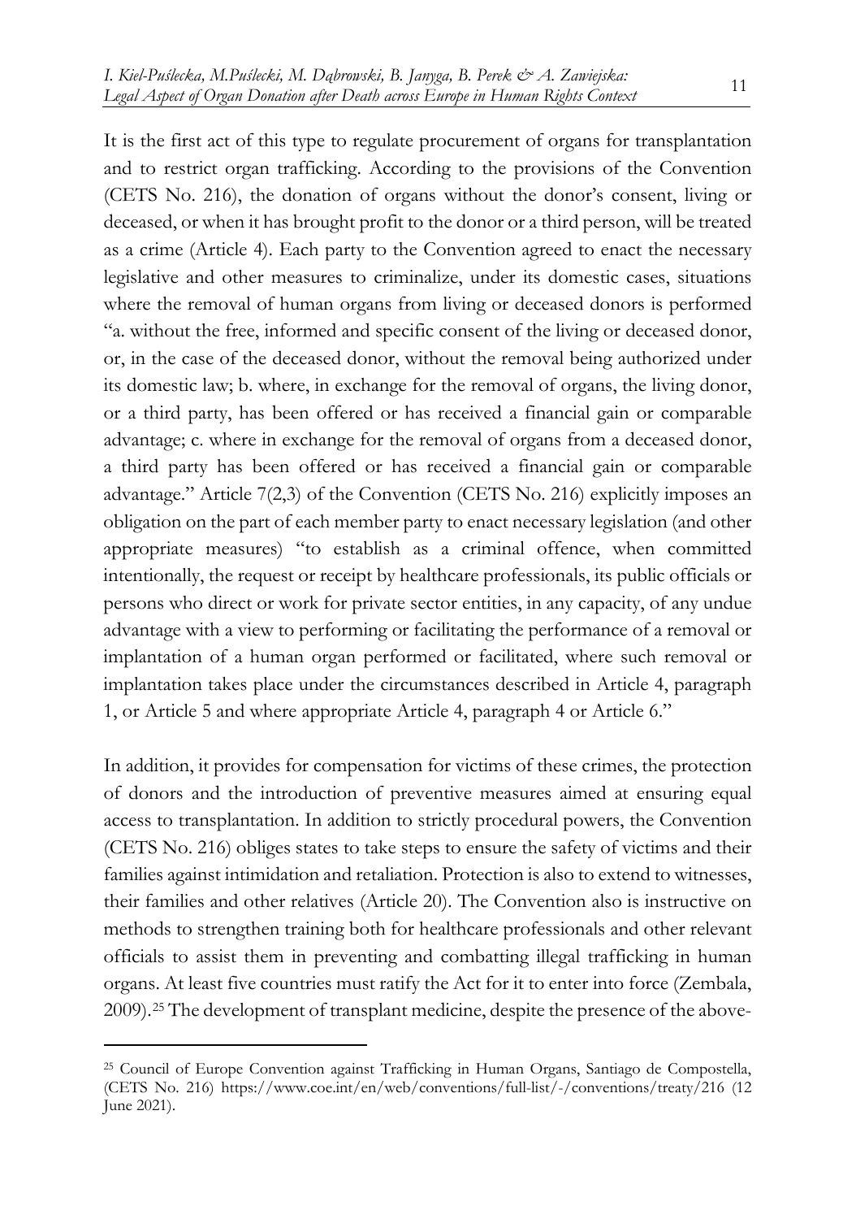It is the first act of this type to regulate procurement of organs for transplantation and to restrict organ trafficking. According to the provisions of the Convention (CETS No. 216), the donation of organs without the donor's consent, living or deceased, or when it has brought profit to the donor or a third person, will be treated as a crime (Article 4). Each party to the Convention agreed to enact the necessary legislative and other measures to criminalize, under its domestic cases, situations where the removal of human organs from living or deceased donors is performed "a. without the free, informed and specific consent of the living or deceased donor, or, in the case of the deceased donor, without the removal being authorized under its domestic law; b. where, in exchange for the removal of organs, the living donor, or a third party, has been offered or has received a financial gain or comparable advantage; c. where in exchange for the removal of organs from a deceased donor, a third party has been offered or has received a financial gain or comparable advantage." Article 7(2,3) of the Convention (CETS No. 216) explicitly imposes an obligation on the part of each member party to enact necessary legislation (and other appropriate measures) "to establish as a criminal offence, when committed intentionally, the request or receipt by healthcare professionals, its public officials or persons who direct or work for private sector entities, in any capacity, of any undue advantage with a view to performing or facilitating the performance of a removal or implantation of a human organ performed or facilitated, where such removal or implantation takes place under the circumstances described in Article 4, paragraph 1, or Article 5 and where appropriate Article 4, paragraph 4 or Article 6."

In addition, it provides for compensation for victims of these crimes, the protection of donors and the introduction of preventive measures aimed at ensuring equal access to transplantation. In addition to strictly procedural powers, the Convention (CETS No. 216) obliges states to take steps to ensure the safety of victims and their families against intimidation and retaliation. Protection is also to extend to witnesses, their families and other relatives (Article 20). The Convention also is instructive on methods to strengthen training both for healthcare professionals and other relevant officials to assist them in preventing and combatting illegal trafficking in human organs. At least five countries must ratify the Act for it to enter into force (Zembala, 2009).[25] The development of transplant medicine, despite the presence of the above-

[25] Council of Europe Convention against Trafficking in Human Organs, Santiago de Compostella, (CETS No. 216) https://www.coe.int/en/web/conventions/full-list/-/conventions/treaty/216 (12 June 2021).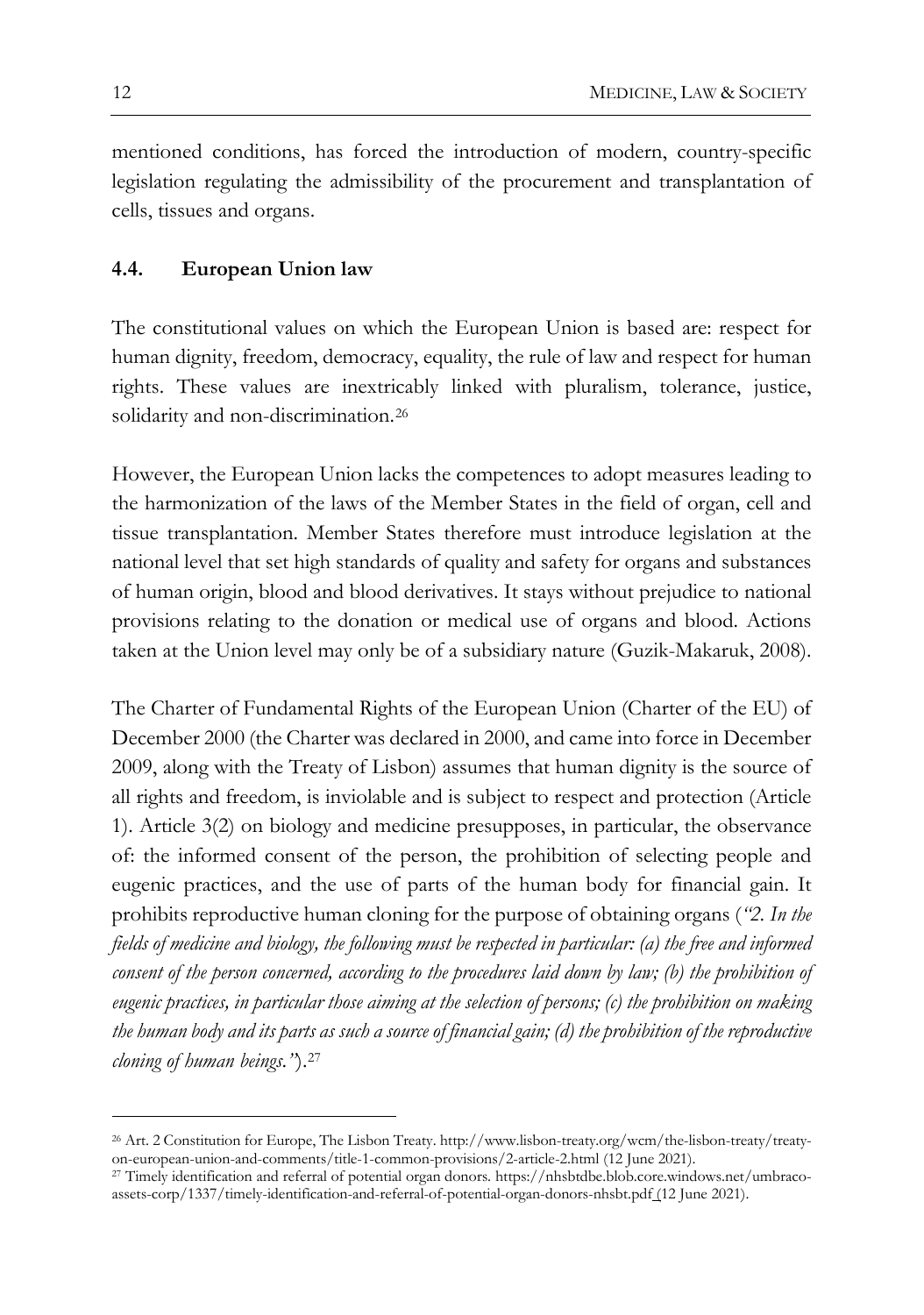mentioned conditions, has forced the introduction of modern, country-specific legislation regulating the admissibility of the procurement and transplantation of cells, tissues and organs.

### 4.4. European Union law

The constitutional values on which the European Union is based are: respect for human dignity, freedom, democracy, equality, the rule of law and respect for human rights. These values are inextricably linked with pluralism, tolerance, justice, solidarity and non-discrimination.[26]

However, the European Union lacks the competences to adopt measures leading to the harmonization of the laws of the Member States in the field of organ, cell and tissue transplantation. Member States therefore must introduce legislation at the national level that set high standards of quality and safety for organs and substances of human origin, blood and blood derivatives. It stays without prejudice to national provisions relating to the donation or medical use of organs and blood. Actions taken at the Union level may only be of a subsidiary nature (Guzik-Makaruk, 2008).

The Charter of Fundamental Rights of the European Union (Charter of the EU) of December 2000 (the Charter was declared in 2000, and came into force in December 2009, along with the Treaty of Lisbon) assumes that human dignity is the source of all rights and freedom, is inviolable and is subject to respect and protection (Article 1). Article 3(2) on biology and medicine presupposes, in particular, the observance of: the informed consent of the person, the prohibition of selecting people and eugenic practices, and the use of parts of the human body for financial gain. It prohibits reproductive human cloning for the purpose of obtaining organs (*"2. In the fields of medicine and biology, the following must be respected in particular: (a) the free and informed consent of the person concerned, according to the procedures laid down by law; (b) the prohibition of eugenic practices, in particular those aiming at the selection of persons; (c) the prohibition on making the human body and its parts as such a source of financial gain; (d) the prohibition of the reproductive cloning of human beings."*).[27]

---

[26] Art. 2 Constitution for Europe, The Lisbon Treaty. http://www.lisbon-treaty.org/wcm/the-lisbon-treaty/treaty-on-european-union-and-comments/title-1-common-provisions/2-article-2.html (12 June 2021).

[27] Timely identification and referral of potential organ donors. https://nhsbtdbe.blob.core.windows.net/umbraco-assets-corp/1337/timely-identification-and-referral-of-potential-organ-donors-nhsbt.pdf (12 June 2021).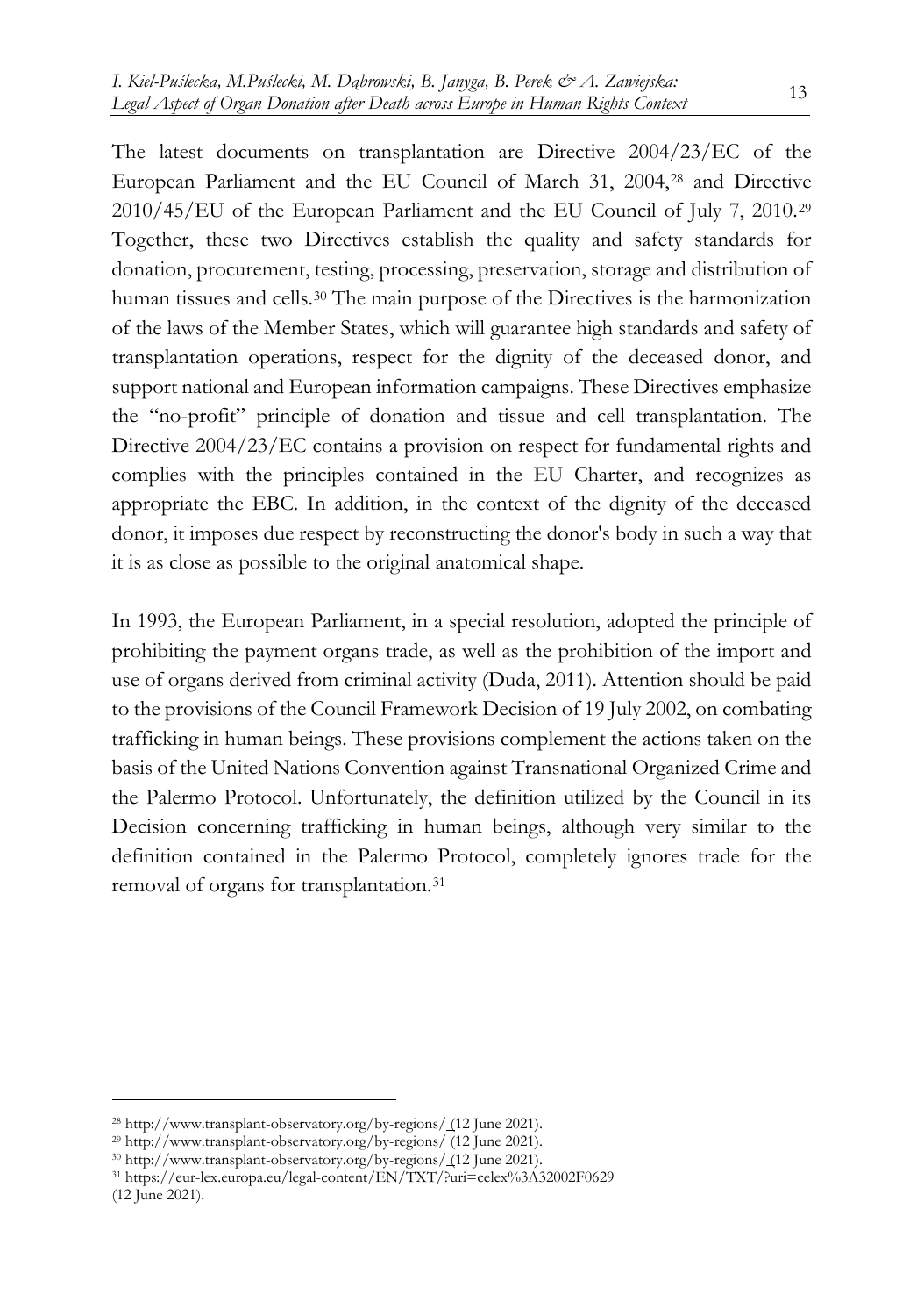The latest documents on transplantation are Directive 2004/23/EC of the European Parliament and the EU Council of March 31, 2004,[28] and Directive 2010/45/EU of the European Parliament and the EU Council of July 7, 2010.[29] Together, these two Directives establish the quality and safety standards for donation, procurement, testing, processing, preservation, storage and distribution of human tissues and cells.[30] The main purpose of the Directives is the harmonization of the laws of the Member States, which will guarantee high standards and safety of transplantation operations, respect for the dignity of the deceased donor, and support national and European information campaigns. These Directives emphasize the "no-profit" principle of donation and tissue and cell transplantation. The Directive 2004/23/EC contains a provision on respect for fundamental rights and complies with the principles contained in the EU Charter, and recognizes as appropriate the EBC. In addition, in the context of the dignity of the deceased donor, it imposes due respect by reconstructing the donor's body in such a way that it is as close as possible to the original anatomical shape.

In 1993, the European Parliament, in a special resolution, adopted the principle of prohibiting the payment organs trade, as well as the prohibition of the import and use of organs derived from criminal activity (Duda, 2011). Attention should be paid to the provisions of the Council Framework Decision of 19 July 2002, on combating trafficking in human beings. These provisions complement the actions taken on the basis of the United Nations Convention against Transnational Organized Crime and the Palermo Protocol. Unfortunately, the definition utilized by the Council in its Decision concerning trafficking in human beings, although very similar to the definition contained in the Palermo Protocol, completely ignores trade for the removal of organs for transplantation.[31]

---

[28] http://www.transplant-observatory.org/by-regions/ (12 June 2021).

[29] http://www.transplant-observatory.org/by-regions/ (12 June 2021).

[30] http://www.transplant-observatory.org/by-regions/ (12 June 2021).

[31] https://eur-lex.europa.eu/legal-content/EN/TXT/?uri=celex%3A32002F0629 (12 June 2021).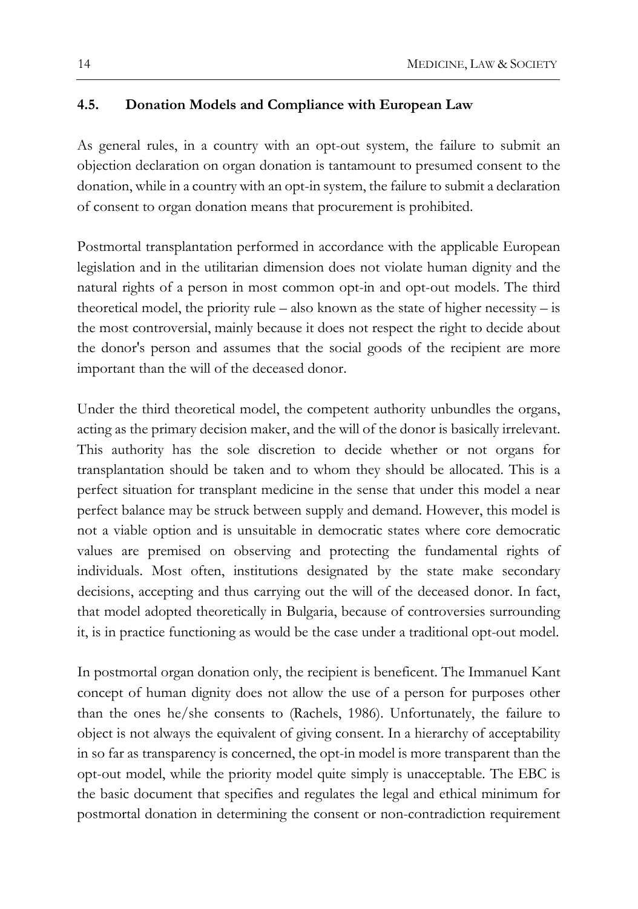### 4.5. Donation Models and Compliance with European Law

As general rules, in a country with an opt-out system, the failure to submit an objection declaration on organ donation is tantamount to presumed consent to the donation, while in a country with an opt-in system, the failure to submit a declaration of consent to organ donation means that procurement is prohibited.

Postmortal transplantation performed in accordance with the applicable European legislation and in the utilitarian dimension does not violate human dignity and the natural rights of a person in most common opt-in and opt-out models. The third theoretical model, the priority rule – also known as the state of higher necessity – is the most controversial, mainly because it does not respect the right to decide about the donor's person and assumes that the social goods of the recipient are more important than the will of the deceased donor.

Under the third theoretical model, the competent authority unbundles the organs, acting as the primary decision maker, and the will of the donor is basically irrelevant. This authority has the sole discretion to decide whether or not organs for transplantation should be taken and to whom they should be allocated. This is a perfect situation for transplant medicine in the sense that under this model a near perfect balance may be struck between supply and demand. However, this model is not a viable option and is unsuitable in democratic states where core democratic values are premised on observing and protecting the fundamental rights of individuals. Most often, institutions designated by the state make secondary decisions, accepting and thus carrying out the will of the deceased donor. In fact, that model adopted theoretically in Bulgaria, because of controversies surrounding it, is in practice functioning as would be the case under a traditional opt-out model.

In postmortal organ donation only, the recipient is beneficent. The Immanuel Kant concept of human dignity does not allow the use of a person for purposes other than the ones he/she consents to (Rachels, 1986). Unfortunately, the failure to object is not always the equivalent of giving consent. In a hierarchy of acceptability in so far as transparency is concerned, the opt-in model is more transparent than the opt-out model, while the priority model quite simply is unacceptable. The EBC is the basic document that specifies and regulates the legal and ethical minimum for postmortal donation in determining the consent or non-contradiction requirement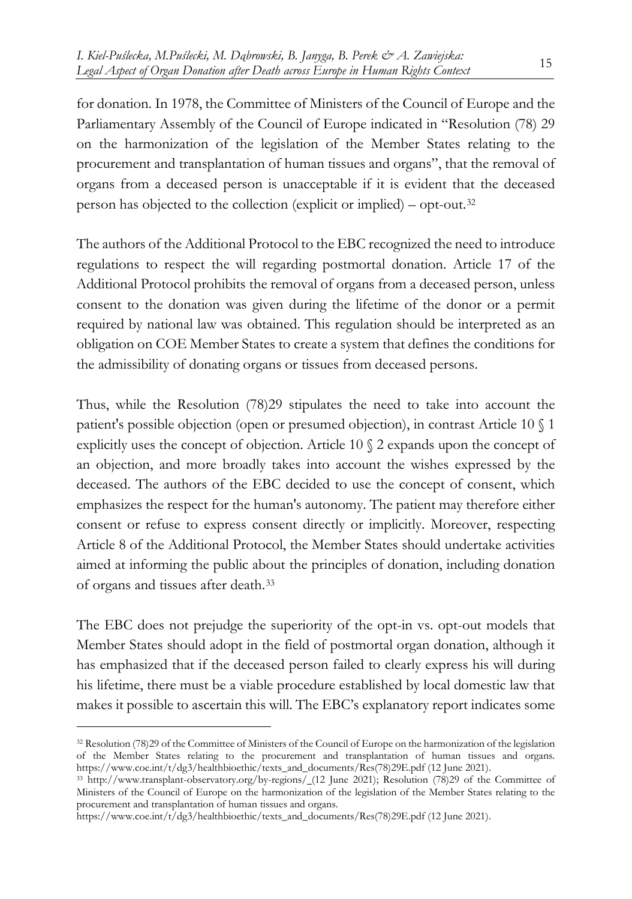for donation. In 1978, the Committee of Ministers of the Council of Europe and the Parliamentary Assembly of the Council of Europe indicated in "Resolution (78) 29 on the harmonization of the legislation of the Member States relating to the procurement and transplantation of human tissues and organs", that the removal of organs from a deceased person is unacceptable if it is evident that the deceased person has objected to the collection (explicit or implied) – opt-out.[32]

The authors of the Additional Protocol to the EBC recognized the need to introduce regulations to respect the will regarding postmortal donation. Article 17 of the Additional Protocol prohibits the removal of organs from a deceased person, unless consent to the donation was given during the lifetime of the donor or a permit required by national law was obtained. This regulation should be interpreted as an obligation on COE Member States to create a system that defines the conditions for the admissibility of donating organs or tissues from deceased persons.

Thus, while the Resolution (78)29 stipulates the need to take into account the patient's possible objection (open or presumed objection), in contrast Article 10 § 1 explicitly uses the concept of objection. Article 10 § 2 expands upon the concept of an objection, and more broadly takes into account the wishes expressed by the deceased. The authors of the EBC decided to use the concept of consent, which emphasizes the respect for the human's autonomy. The patient may therefore either consent or refuse to express consent directly or implicitly. Moreover, respecting Article 8 of the Additional Protocol, the Member States should undertake activities aimed at informing the public about the principles of donation, including donation of organs and tissues after death.[33]

The EBC does not prejudge the superiority of the opt-in vs. opt-out models that Member States should adopt in the field of postmortal organ donation, although it has emphasized that if the deceased person failed to clearly express his will during his lifetime, there must be a viable procedure established by local domestic law that makes it possible to ascertain this will. The EBC's explanatory report indicates some

---

[32] Resolution (78)29 of the Committee of Ministers of the Council of Europe on the harmonization of the legislation of the Member States relating to the procurement and transplantation of human tissues and organs. https://www.coe.int/t/dg3/healthbioethic/texts_and_documents/Res(78)29E.pdf (12 June 2021).

[33] http://www.transplant-observatory.org/by-regions/_(12 June 2021); Resolution (78)29 of the Committee of Ministers of the Council of Europe on the harmonization of the legislation of the Member States relating to the procurement and transplantation of human tissues and organs. https://www.coe.int/t/dg3/healthbioethic/texts_and_documents/Res(78)29E.pdf (12 June 2021).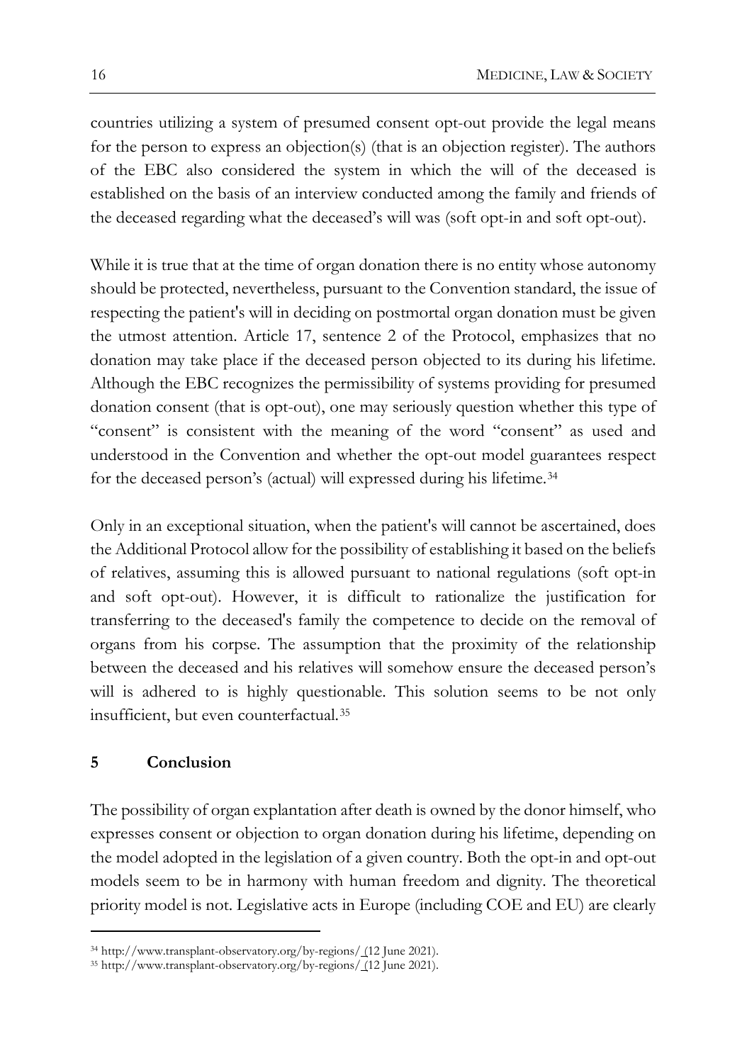countries utilizing a system of presumed consent opt-out provide the legal means for the person to express an objection(s) (that is an objection register). The authors of the EBC also considered the system in which the will of the deceased is established on the basis of an interview conducted among the family and friends of the deceased regarding what the deceased's will was (soft opt-in and soft opt-out).

While it is true that at the time of organ donation there is no entity whose autonomy should be protected, nevertheless, pursuant to the Convention standard, the issue of respecting the patient's will in deciding on postmortal organ donation must be given the utmost attention. Article 17, sentence 2 of the Protocol, emphasizes that no donation may take place if the deceased person objected to its during his lifetime. Although the EBC recognizes the permissibility of systems providing for presumed donation consent (that is opt-out), one may seriously question whether this type of "consent" is consistent with the meaning of the word "consent" as used and understood in the Convention and whether the opt-out model guarantees respect for the deceased person's (actual) will expressed during his lifetime.[34]

Only in an exceptional situation, when the patient's will cannot be ascertained, does the Additional Protocol allow for the possibility of establishing it based on the beliefs of relatives, assuming this is allowed pursuant to national regulations (soft opt-in and soft opt-out). However, it is difficult to rationalize the justification for transferring to the deceased's family the competence to decide on the removal of organs from his corpse. The assumption that the proximity of the relationship between the deceased and his relatives will somehow ensure the deceased person's will is adhered to is highly questionable. This solution seems to be not only insufficient, but even counterfactual.[35]

## 5 Conclusion

The possibility of organ explantation after death is owned by the donor himself, who expresses consent or objection to organ donation during his lifetime, depending on the model adopted in the legislation of a given country. Both the opt-in and opt-out models seem to be in harmony with human freedom and dignity. The theoretical priority model is not. Legislative acts in Europe (including COE and EU) are clearly

---

[34] http://www.transplant-observatory.org/by-regions/ (12 June 2021).

[35] http://www.transplant-observatory.org/by-regions/ (12 June 2021).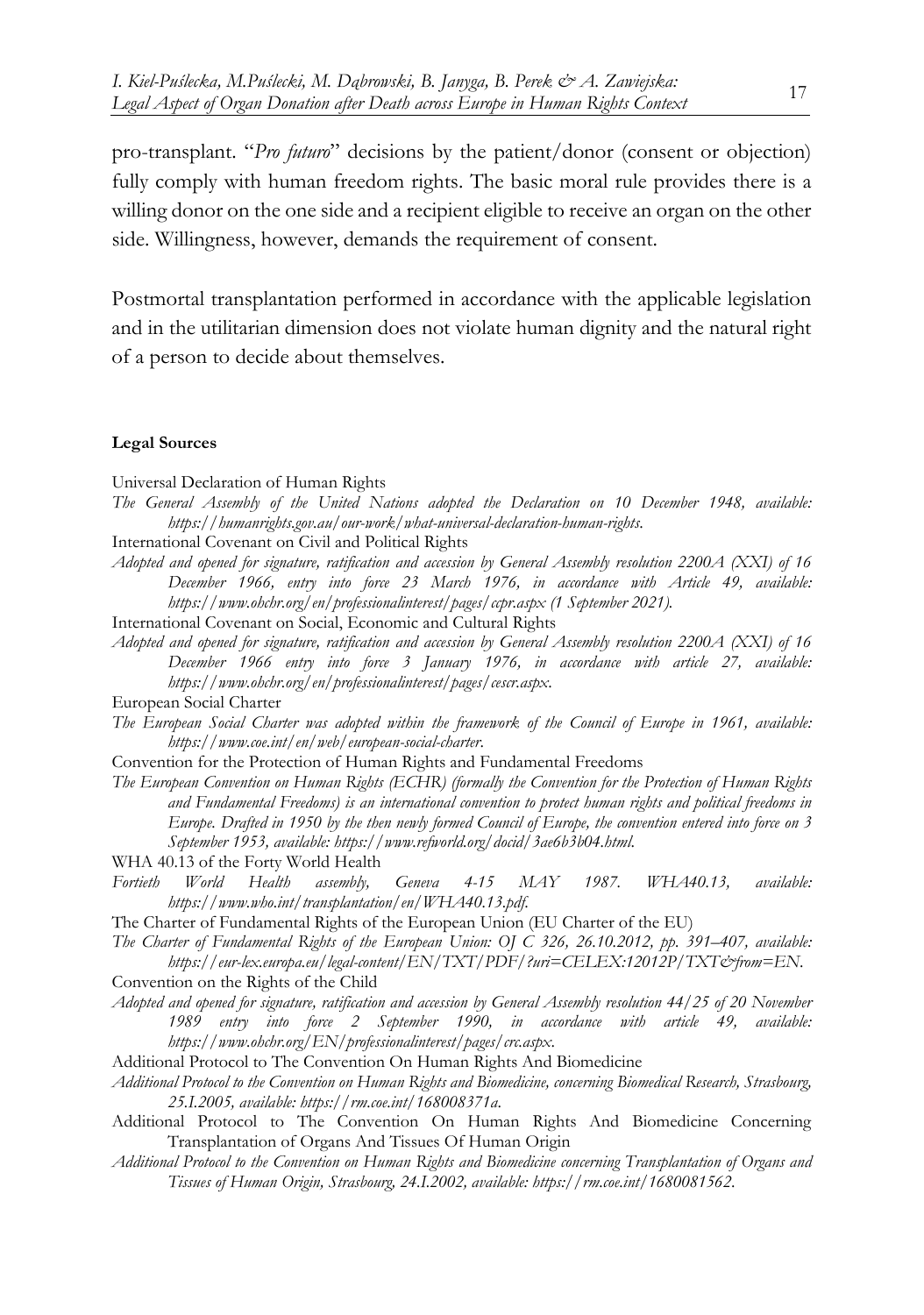pro-transplant. "*Pro futuro*" decisions by the patient/donor (consent or objection) fully comply with human freedom rights. The basic moral rule provides there is a willing donor on the one side and a recipient eligible to receive an organ on the other side. Willingness, however, demands the requirement of consent.

Postmortal transplantation performed in accordance with the applicable legislation and in the utilitarian dimension does not violate human dignity and the natural right of a person to decide about themselves.

**Legal Sources**

Universal Declaration of Human Rights

*The General Assembly of the United Nations adopted the Declaration on 10 December 1948, available: https://humanrights.gov.au/our-work/what-universal-declaration-human-rights.*

International Covenant on Civil and Political Rights

*Adopted and opened for signature, ratification and accession by General Assembly resolution 2200A (XXI) of 16 December 1966, entry into force 23 March 1976, in accordance with Article 49, available: https://www.ohchr.org/en/professionalinterest/pages/ccpr.aspx (1 September 2021).*

International Covenant on Social, Economic and Cultural Rights

*Adopted and opened for signature, ratification and accession by General Assembly resolution 2200A (XXI) of 16 December 1966 entry into force 3 January 1976, in accordance with article 27, available: https://www.ohchr.org/en/professionalinterest/pages/cescr.aspx.*

European Social Charter

*The European Social Charter was adopted within the framework of the Council of Europe in 1961, available: https://www.coe.int/en/web/european-social-charter.*

Convention for the Protection of Human Rights and Fundamental Freedoms

*The European Convention on Human Rights (ECHR) (formally the Convention for the Protection of Human Rights and Fundamental Freedoms) is an international convention to protect human rights and political freedoms in Europe. Drafted in 1950 by the then newly formed Council of Europe, the convention entered into force on 3 September 1953, available: https://www.refworld.org/docid/3ae6b3b04.html.*

WHA 40.13 of the Forty World Health

*Fortieth World Health assembly, Geneva 4-15 MAY 1987. WHA40.13, available: https://www.who.int/transplantation/en/WHA40.13.pdf.*

The Charter of Fundamental Rights of the European Union (EU Charter of the EU)

*The Charter of Fundamental Rights of the European Union: OJ C 326, 26.10.2012, pp. 391–407, available: https://eur-lex.europa.eu/legal-content/EN/TXT/PDF/?uri=CELEX:12012P/TXT&from=EN.*

Convention on the Rights of the Child

*Adopted and opened for signature, ratification and accession by General Assembly resolution 44/25 of 20 November 1989 entry into force 2 September 1990, in accordance with article 49, available: https://www.ohchr.org/EN/professionalinterest/pages/crc.aspx.*

Additional Protocol to The Convention On Human Rights And Biomedicine

*Additional Protocol to the Convention on Human Rights and Biomedicine, concerning Biomedical Research, Strasbourg, 25.I.2005, available: https://rm.coe.int/168008371a.*

Additional Protocol to The Convention On Human Rights And Biomedicine Concerning Transplantation of Organs And Tissues Of Human Origin

*Additional Protocol to the Convention on Human Rights and Biomedicine concerning Transplantation of Organs and Tissues of Human Origin, Strasbourg, 24.I.2002, available: https://rm.coe.int/1680081562.*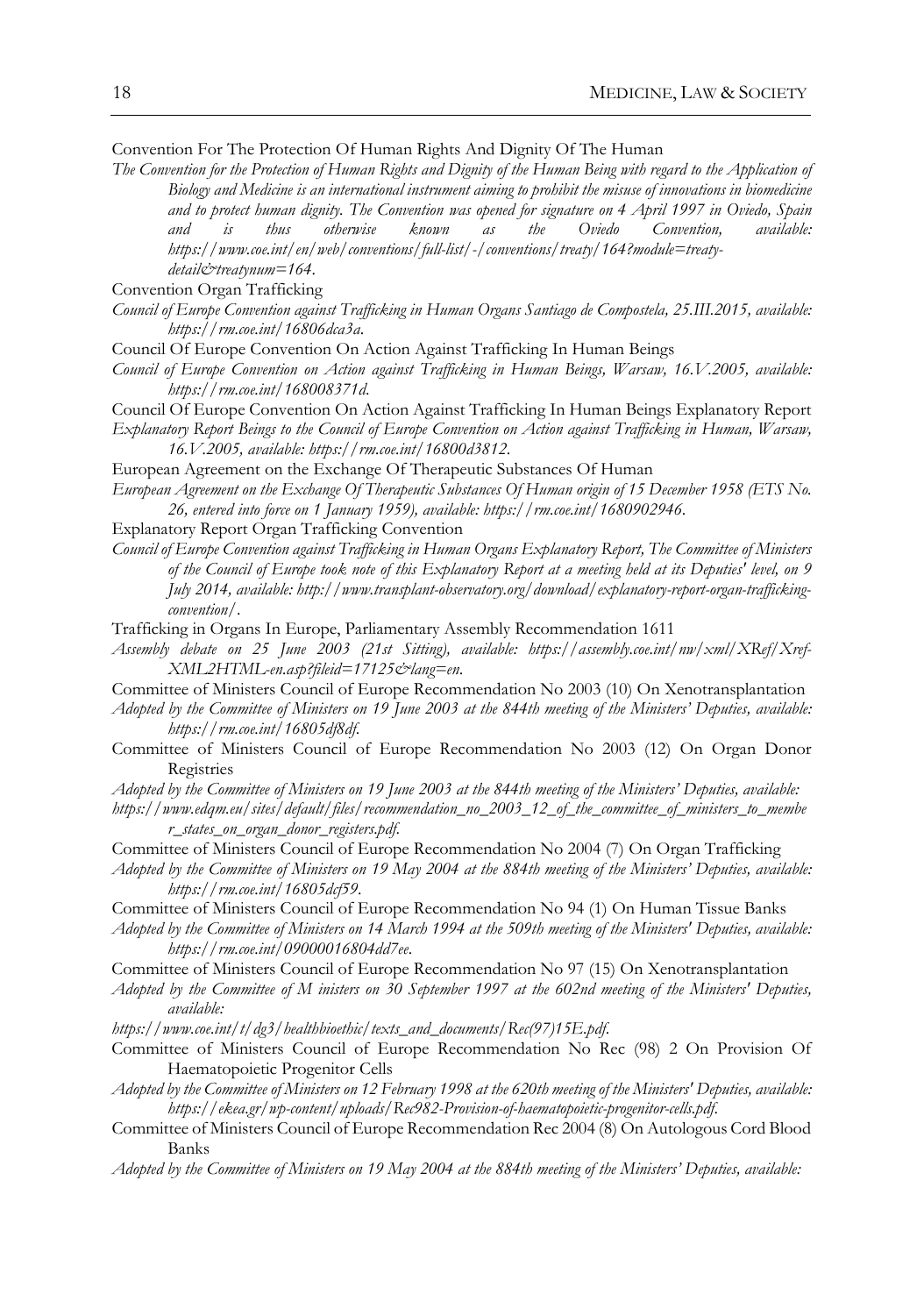Convention For The Protection Of Human Rights And Dignity Of The Human

*The Convention for the Protection of Human Rights and Dignity of the Human Being with regard to the Application of Biology and Medicine is an international instrument aiming to prohibit the misuse of innovations in biomedicine and to protect human dignity. The Convention was opened for signature on 4 April 1997 in Oviedo, Spain and is thus otherwise known as the Oviedo Convention, available: https://www.coe.int/en/web/conventions/full-list/-/conventions/treaty/164?module=treaty-detail&treatynum=164.*

Convention Organ Trafficking

*Council of Europe Convention against Trafficking in Human Organs Santiago de Compostela, 25.III.2015, available: https://rm.coe.int/16806dca3a.*

Council Of Europe Convention On Action Against Trafficking In Human Beings

*Council of Europe Convention on Action against Trafficking in Human Beings, Warsaw, 16.V.2005, available: https://rm.coe.int/168008371d.*

Council Of Europe Convention On Action Against Trafficking In Human Beings Explanatory Report

*Explanatory Report Beings to the Council of Europe Convention on Action against Trafficking in Human, Warsaw, 16.V.2005, available: https://rm.coe.int/16800d3812.*

European Agreement on the Exchange Of Therapeutic Substances Of Human

*European Agreement on the Exchange Of Therapeutic Substances Of Human origin of 15 December 1958 (ETS No. 26, entered into force on 1 January 1959), available: https://rm.coe.int/1680902946.*

Explanatory Report Organ Trafficking Convention

*Council of Europe Convention against Trafficking in Human Organs Explanatory Report, The Committee of Ministers of the Council of Europe took note of this Explanatory Report at a meeting held at its Deputies' level, on 9 July 2014, available: http://www.transplant-observatory.org/download/explanatory-report-organ-trafficking-convention/.*

Trafficking in Organs In Europe, Parliamentary Assembly Recommendation 1611

*Assembly debate on 25 June 2003 (21st Sitting), available: https://assembly.coe.int/nw/xml/XRef/Xref-XML2HTML-en.asp?fileid=17125&lang=en.*

Committee of Ministers Council of Europe Recommendation No 2003 (10) On Xenotransplantation

*Adopted by the Committee of Ministers on 19 June 2003 at the 844th meeting of the Ministers' Deputies, available: https://rm.coe.int/16805df8df.*

Committee of Ministers Council of Europe Recommendation No 2003 (12) On Organ Donor Registries

*Adopted by the Committee of Ministers on 19 June 2003 at the 844th meeting of the Ministers' Deputies, available: https://www.edqm.eu/sites/default/files/recommendation_no_2003_12_of_the_committee_of_ministers_to_member_states_on_organ_donor_registers.pdf.*

Committee of Ministers Council of Europe Recommendation No 2004 (7) On Organ Trafficking

*Adopted by the Committee of Ministers on 19 May 2004 at the 884th meeting of the Ministers' Deputies, available: https://rm.coe.int/16805dcf59.*

Committee of Ministers Council of Europe Recommendation No 94 (1) On Human Tissue Banks

*Adopted by the Committee of Ministers on 14 March 1994 at the 509th meeting of the Ministers' Deputies, available: https://rm.coe.int/09000016804dd7ee.*

Committee of Ministers Council of Europe Recommendation No 97 (15) On Xenotransplantation

*Adopted by the Committee of M inisters on 30 September 1997 at the 602nd meeting of the Ministers' Deputies, available: https://www.coe.int/t/dg3/healthbioethic/texts_and_documents/Rec(97)15E.pdf.*

Committee of Ministers Council of Europe Recommendation No Rec (98) 2 On Provision Of Haematopoietic Progenitor Cells

*Adopted by the Committee of Ministers on 12 February 1998 at the 620th meeting of the Ministers' Deputies, available: https://ekea.gr/wp-content/uploads/Rec982-Provision-of-haematopoietic-progenitor-cells.pdf.*

Committee of Ministers Council of Europe Recommendation Rec 2004 (8) On Autologous Cord Blood Banks

*Adopted by the Committee of Ministers on 19 May 2004 at the 884th meeting of the Ministers' Deputies, available:*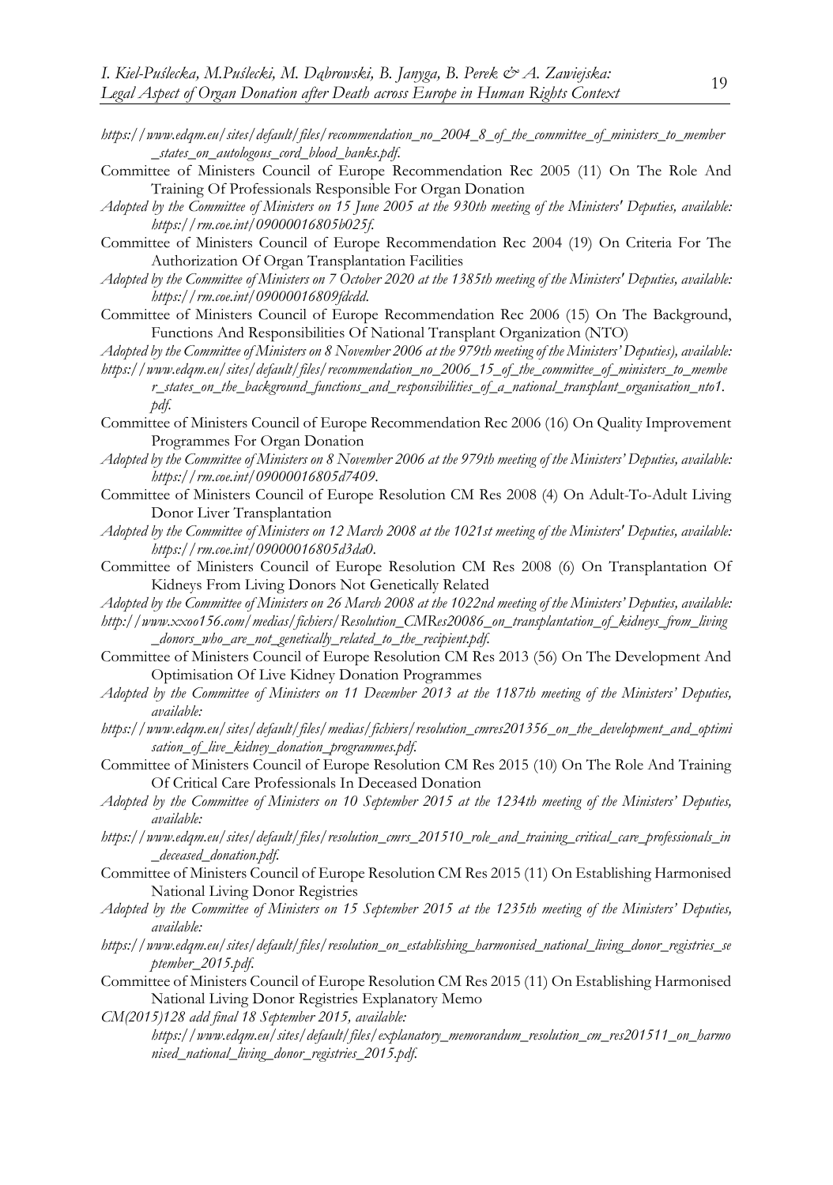*https://www.edqm.eu/sites/default/files/recommendation_no_2004_8_of_the_committee_of_ministers_to_member_states_on_autologous_cord_blood_banks.pdf.*

Committee of Ministers Council of Europe Recommendation Rec 2005 (11) On The Role And Training Of Professionals Responsible For Organ Donation

*Adopted by the Committee of Ministers on 15 June 2005 at the 930th meeting of the Ministers' Deputies, available: https://rm.coe.int/09000016805b025f.*

Committee of Ministers Council of Europe Recommendation Rec 2004 (19) On Criteria For The Authorization Of Organ Transplantation Facilities

*Adopted by the Committee of Ministers on 7 October 2020 at the 1385th meeting of the Ministers' Deputies, available: https://rm.coe.int/09000016809fdcdd.*

Committee of Ministers Council of Europe Recommendation Rec 2006 (15) On The Background, Functions And Responsibilities Of National Transplant Organization (NTO)

*Adopted by the Committee of Ministers on 8 November 2006 at the 979th meeting of the Ministers' Deputies), available: https://www.edqm.eu/sites/default/files/recommendation_no_2006_15_of_the_committee_of_ministers_to_member_states_on_the_background_functions_and_responsibilities_of_a_national_transplant_organisation_nto1.pdf.*

Committee of Ministers Council of Europe Recommendation Rec 2006 (16) On Quality Improvement Programmes For Organ Donation

*Adopted by the Committee of Ministers on 8 November 2006 at the 979th meeting of the Ministers' Deputies, available: https://rm.coe.int/09000016805d7409.*

Committee of Ministers Council of Europe Resolution CM Res 2008 (4) On Adult-To-Adult Living Donor Liver Transplantation

*Adopted by the Committee of Ministers on 12 March 2008 at the 1021st meeting of the Ministers' Deputies, available: https://rm.coe.int/09000016805d3da0.*

Committee of Ministers Council of Europe Resolution CM Res 2008 (6) On Transplantation Of Kidneys From Living Donors Not Genetically Related

*Adopted by the Committee of Ministers on 26 March 2008 at the 1022nd meeting of the Ministers' Deputies, available: http://www.xxoo156.com/medias/fichiers/Resolution_CMRes20086_on_transplantation_of_kidneys_from_living_donors_who_are_not_genetically_related_to_the_recipient.pdf.*

Committee of Ministers Council of Europe Resolution CM Res 2013 (56) On The Development And Optimisation Of Live Kidney Donation Programmes

*Adopted by the Committee of Ministers on 11 December 2013 at the 1187th meeting of the Ministers' Deputies, available: https://www.edqm.eu/sites/default/files/medias/fichiers/resolution_cmres201356_on_the_development_and_optimisation_of_live_kidney_donation_programmes.pdf.*

Committee of Ministers Council of Europe Resolution CM Res 2015 (10) On The Role And Training Of Critical Care Professionals In Deceased Donation

*Adopted by the Committee of Ministers on 10 September 2015 at the 1234th meeting of the Ministers' Deputies, available: https://www.edqm.eu/sites/default/files/resolution_cmrs_201510_role_and_training_critical_care_professionals_in_deceased_donation.pdf.*

Committee of Ministers Council of Europe Resolution CM Res 2015 (11) On Establishing Harmonised National Living Donor Registries

*Adopted by the Committee of Ministers on 15 September 2015 at the 1235th meeting of the Ministers' Deputies, available: https://www.edqm.eu/sites/default/files/resolution_on_establishing_harmonised_national_living_donor_registries_september_2015.pdf.*

Committee of Ministers Council of Europe Resolution CM Res 2015 (11) On Establishing Harmonised National Living Donor Registries Explanatory Memo

*CM(2015)128 add final 18 September 2015, available: https://www.edqm.eu/sites/default/files/explanatory_memorandum_resolution_cm_res201511_on_harmonised_national_living_donor_registries_2015.pdf.*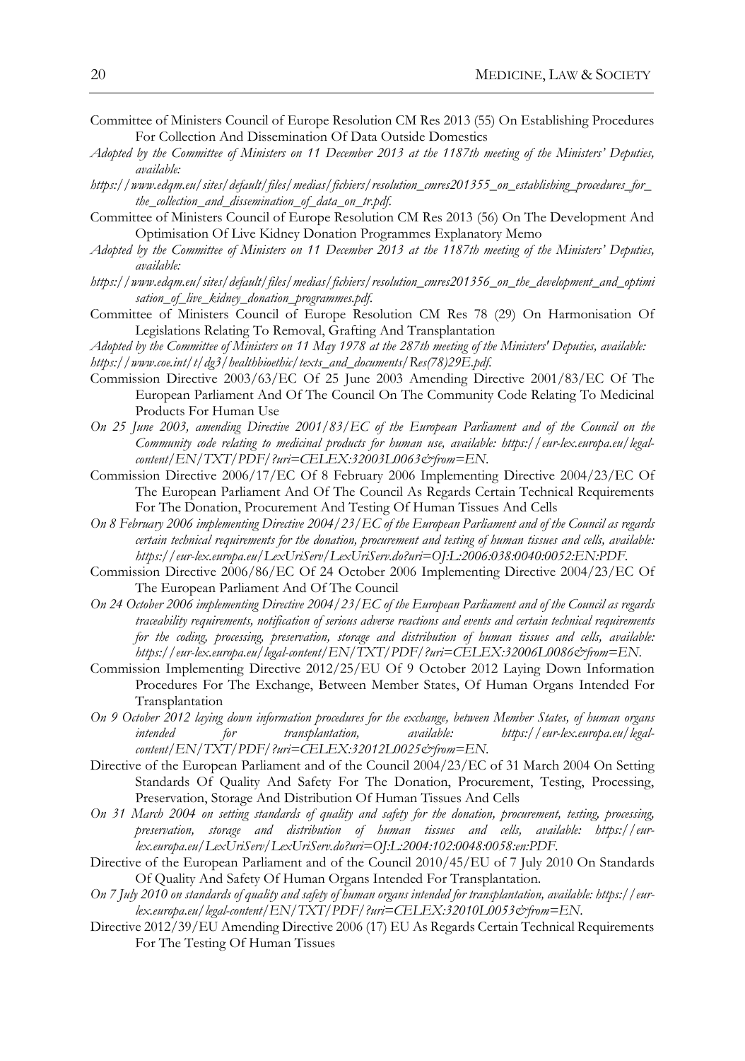Committee of Ministers Council of Europe Resolution CM Res 2013 (55) On Establishing Procedures For Collection And Dissemination Of Data Outside Domestics

*Adopted by the Committee of Ministers on 11 December 2013 at the 1187th meeting of the Ministers' Deputies, available:*

*https://www.edqm.eu/sites/default/files/medias/fichiers/resolution_cmres201355_on_establishing_procedures_for_the_collection_and_dissemination_of_data_on_tr.pdf.*

Committee of Ministers Council of Europe Resolution CM Res 2013 (56) On The Development And Optimisation Of Live Kidney Donation Programmes Explanatory Memo

*Adopted by the Committee of Ministers on 11 December 2013 at the 1187th meeting of the Ministers' Deputies, available:*

*https://www.edqm.eu/sites/default/files/medias/fichiers/resolution_cmres201356_on_the_development_and_optimisation_of_live_kidney_donation_programmes.pdf.*

Committee of Ministers Council of Europe Resolution CM Res 78 (29) On Harmonisation Of Legislations Relating To Removal, Grafting And Transplantation

*Adopted by the Committee of Ministers on 11 May 1978 at the 287th meeting of the Ministers' Deputies, available: https://www.coe.int/t/dg3/healthbioethic/texts_and_documents/Res(78)29E.pdf.*

Commission Directive 2003/63/EC Of 25 June 2003 Amending Directive 2001/83/EC Of The European Parliament And Of The Council On The Community Code Relating To Medicinal Products For Human Use

*On 25 June 2003, amending Directive 2001/83/EC of the European Parliament and of the Council on the Community code relating to medicinal products for human use, available: https://eur-lex.europa.eu/legal-content/EN/TXT/PDF/?uri=CELEX:32003L0063&from=EN.*

Commission Directive 2006/17/EC Of 8 February 2006 Implementing Directive 2004/23/EC Of The European Parliament And Of The Council As Regards Certain Technical Requirements For The Donation, Procurement And Testing Of Human Tissues And Cells

*On 8 February 2006 implementing Directive 2004/23/EC of the European Parliament and of the Council as regards certain technical requirements for the donation, procurement and testing of human tissues and cells, available: https://eur-lex.europa.eu/LexUriServ/LexUriServ.do?uri=OJ:L:2006:038:0040:0052:EN:PDF.*

Commission Directive 2006/86/EC Of 24 October 2006 Implementing Directive 2004/23/EC Of The European Parliament And Of The Council

*On 24 October 2006 implementing Directive 2004/23/EC of the European Parliament and of the Council as regards traceability requirements, notification of serious adverse reactions and events and certain technical requirements for the coding, processing, preservation, storage and distribution of human tissues and cells, available: https://eur-lex.europa.eu/legal-content/EN/TXT/PDF/?uri=CELEX:32006L0086&from=EN.*

Commission Implementing Directive 2012/25/EU Of 9 October 2012 Laying Down Information Procedures For The Exchange, Between Member States, Of Human Organs Intended For Transplantation

*On 9 October 2012 laying down information procedures for the exchange, between Member States, of human organs intended for transplantation, available: https://eur-lex.europa.eu/legal-content/EN/TXT/PDF/?uri=CELEX:32012L0025&from=EN.*

Directive of the European Parliament and of the Council 2004/23/EC of 31 March 2004 On Setting Standards Of Quality And Safety For The Donation, Procurement, Testing, Processing, Preservation, Storage And Distribution Of Human Tissues And Cells

*On 31 March 2004 on setting standards of quality and safety for the donation, procurement, testing, processing, preservation, storage and distribution of human tissues and cells, available: https://eur-lex.europa.eu/LexUriServ/LexUriServ.do?uri=OJ:L:2004:102:0048:0058:en:PDF.*

Directive of the European Parliament and of the Council 2010/45/EU of 7 July 2010 On Standards Of Quality And Safety Of Human Organs Intended For Transplantation.

*On 7 July 2010 on standards of quality and safety of human organs intended for transplantation, available: https://eur-lex.europa.eu/legal-content/EN/TXT/PDF/?uri=CELEX:32010L0053&from=EN.*

Directive 2012/39/EU Amending Directive 2006 (17) EU As Regards Certain Technical Requirements For The Testing Of Human Tissues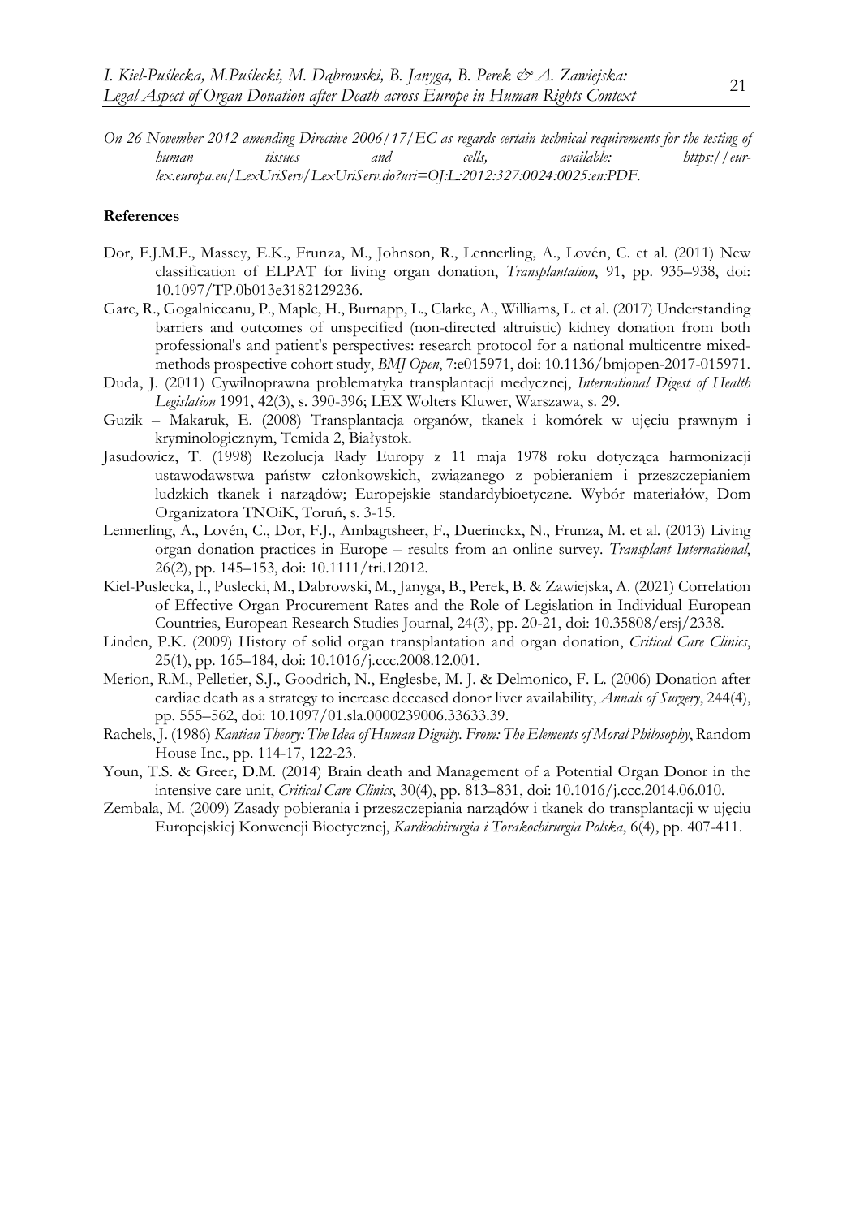*On 26 November 2012 amending Directive 2006/17/EC as regards certain technical requirements for the testing of human tissues and cells, available: https://eur-lex.europa.eu/LexUriServ/LexUriServ.do?uri=OJ:L:2012:327:0024:0025:en:PDF.*

**References**

Dor, F.J.M.F., Massey, E.K., Frunza, M., Johnson, R., Lennerling, A., Lovén, C. et al. (2011) New classification of ELPAT for living organ donation, *Transplantation*, 91, pp. 935–938, doi: 10.1097/TP.0b013e3182129236.

Gare, R., Gogalniceanu, P., Maple, H., Burnapp, L., Clarke, A., Williams, L. et al. (2017) Understanding barriers and outcomes of unspecified (non-directed altruistic) kidney donation from both professional's and patient's perspectives: research protocol for a national multicentre mixed-methods prospective cohort study, *BMJ Open*, 7:e015971, doi: 10.1136/bmjopen-2017-015971.

Duda, J. (2011) Cywilnoprawna problematyka transplantacji medycznej, *International Digest of Health Legislation* 1991, 42(3), s. 390-396; LEX Wolters Kluwer, Warszawa, s. 29.

Guzik – Makaruk, E. (2008) Transplantacja organów, tkanek i komórek w ujęciu prawnym i kryminologicznym, Temida 2, Białystok.

Jasudowicz, T. (1998) Rezolucja Rady Europy z 11 maja 1978 roku dotycząca harmonizacji ustawodawstwa państw członkowskich, związanego z pobieraniem i przeszczepianiem ludzkich tkanek i narządów; Europejskie standardybioetyczne. Wybór materiałów, Dom Organizatora TNOiK, Toruń, s. 3-15.

Lennerling, A., Lovén, C., Dor, F.J., Ambagtsheer, F., Duerinckx, N., Frunza, M. et al. (2013) Living organ donation practices in Europe – results from an online survey. *Transplant International*, 26(2), pp. 145–153, doi: 10.1111/tri.12012.

Kiel-Puslecka, I., Puslecki, M., Dabrowski, M., Janyga, B., Perek, B. & Zawiejska, A. (2021) Correlation of Effective Organ Procurement Rates and the Role of Legislation in Individual European Countries, European Research Studies Journal, 24(3), pp. 20-21, doi: 10.35808/ersj/2338.

Linden, P.K. (2009) History of solid organ transplantation and organ donation, *Critical Care Clinics*, 25(1), pp. 165–184, doi: 10.1016/j.ccc.2008.12.001.

Merion, R.M., Pelletier, S.J., Goodrich, N., Englesbe, M. J. & Delmonico, F. L. (2006) Donation after cardiac death as a strategy to increase deceased donor liver availability, *Annals of Surgery*, 244(4), pp. 555–562, doi: 10.1097/01.sla.0000239006.33633.39.

Rachels, J. (1986) *Kantian Theory: The Idea of Human Dignity. From: The Elements of Moral Philosophy*, Random House Inc., pp. 114-17, 122-23.

Youn, T.S. & Greer, D.M. (2014) Brain death and Management of a Potential Organ Donor in the intensive care unit, *Critical Care Clinics*, 30(4), pp. 813–831, doi: 10.1016/j.ccc.2014.06.010.

Zembala, M. (2009) Zasady pobierania i przeszczepiania narządów i tkanek do transplantacji w ujęciu Europejskiej Konwencji Bioetycznej, *Kardiochirurgia i Torakochirurgia Polska*, 6(4), pp. 407-411.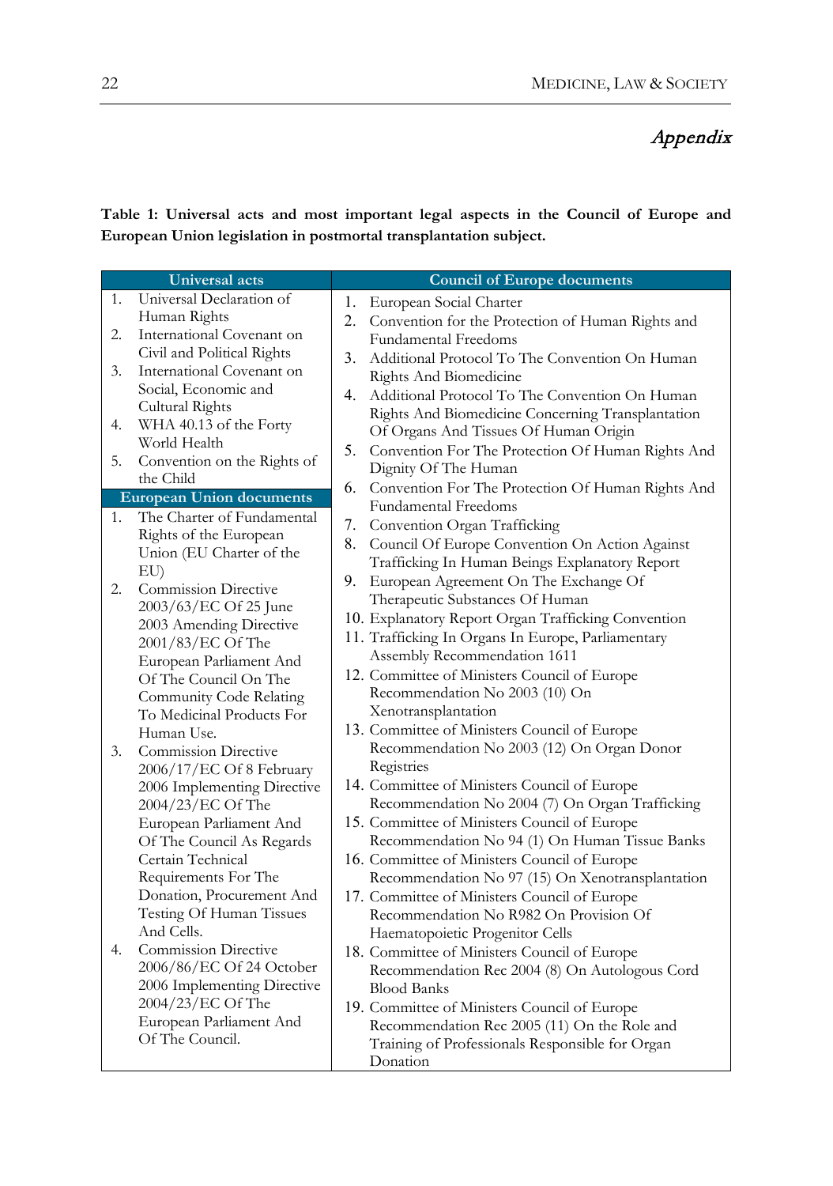## *Appendix*

**Table 1: Universal acts and most important legal aspects in the Council of Europe and European Union legislation in postmortal transplantation subject.**

| Universal acts | Council of Europe documents |
|---|---|
| 1. Universal Declaration of Human Rights<br>2. International Covenant on Civil and Political Rights<br>3. International Covenant on Social, Economic and Cultural Rights<br>4. WHA 40.13 of the Forty World Health<br>5. Convention on the Rights of the Child | 1. European Social Charter<br>2. Convention for the Protection of Human Rights and Fundamental Freedoms<br>3. Additional Protocol To The Convention On Human Rights And Biomedicine<br>4. Additional Protocol To The Convention On Human Rights And Biomedicine Concerning Transplantation Of Organs And Tissues Of Human Origin<br>5. Convention For The Protection Of Human Rights And Dignity Of The Human<br>6. Convention For The Protection Of Human Rights And Fundamental Freedoms<br>7. Convention Organ Trafficking<br>8. Council Of Europe Convention On Action Against Trafficking In Human Beings Explanatory Report<br>9. European Agreement On The Exchange Of Therapeutic Substances Of Human<br>10. Explanatory Report Organ Trafficking Convention<br>11. Trafficking In Organs In Europe, Parliamentary Assembly Recommendation 1611<br>12. Committee of Ministers Council of Europe Recommendation No 2003 (10) On Xenotransplantation<br>13. Committee of Ministers Council of Europe Recommendation No 2003 (12) On Organ Donor Registries<br>14. Committee of Ministers Council of Europe Recommendation No 2004 (7) On Organ Trafficking<br>15. Committee of Ministers Council of Europe Recommendation No 94 (1) On Human Tissue Banks<br>16. Committee of Ministers Council of Europe Recommendation No 97 (15) On Xenotransplantation<br>17. Committee of Ministers Council of Europe Recommendation No R982 On Provision Of Haematopoietic Progenitor Cells<br>18. Committee of Ministers Council of Europe Recommendation Rec 2004 (8) On Autologous Cord Blood Banks<br>19. Committee of Ministers Council of Europe Recommendation Rec 2005 (11) On the Role and Training of Professionals Responsible for Organ Donation |
| **European Union documents** | |
| 1. The Charter of Fundamental Rights of the European Union (EU Charter of the EU)<br>2. Commission Directive 2003/63/EC Of 25 June 2003 Amending Directive 2001/83/EC Of The European Parliament And Of The Council On The Community Code Relating To Medicinal Products For Human Use.<br>3. Commission Directive 2006/17/EC Of 8 February 2006 Implementing Directive 2004/23/EC Of The European Parliament And Of The Council As Regards Certain Technical Requirements For The Donation, Procurement And Testing Of Human Tissues And Cells.<br>4. Commission Directive 2006/86/EC Of 24 October 2006 Implementing Directive 2004/23/EC Of The European Parliament And Of The Council. | |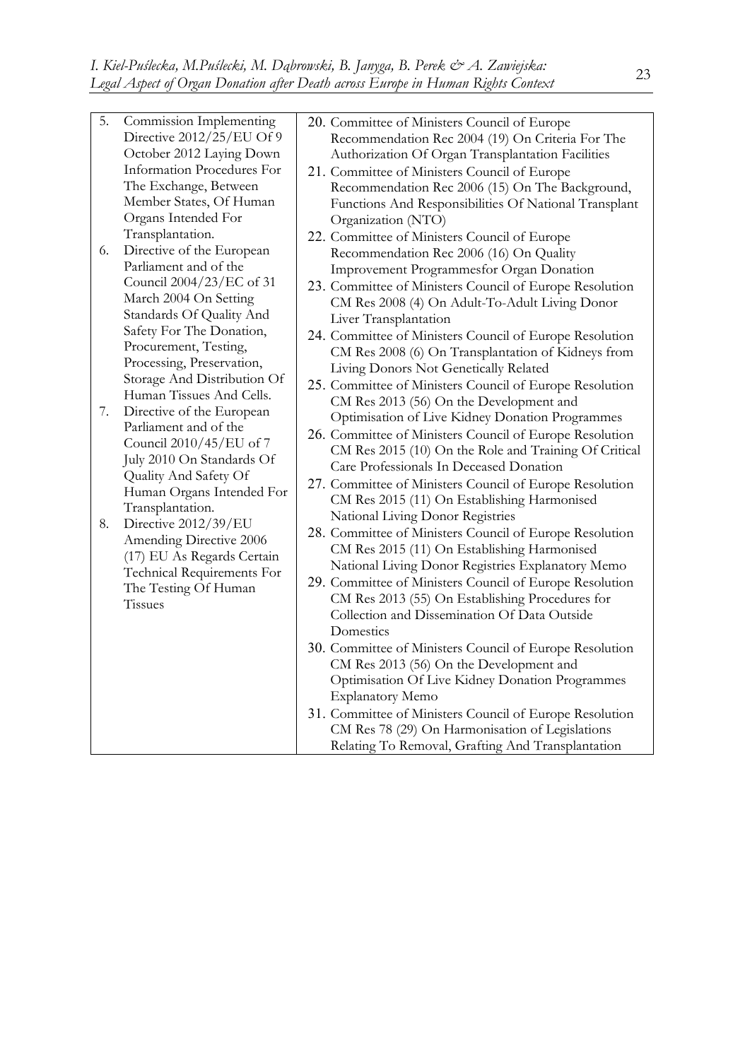| | |
|---|---|
| 5. Commission Implementing Directive 2012/25/EU Of 9 October 2012 Laying Down Information Procedures For The Exchange, Between Member States, Of Human Organs Intended For Transplantation.<br>6. Directive of the European Parliament and of the Council 2004/23/EC of 31 March 2004 On Setting Standards Of Quality And Safety For The Donation, Procurement, Testing, Processing, Preservation, Storage And Distribution Of Human Tissues And Cells.<br>7. Directive of the European Parliament and of the Council 2010/45/EU of 7 July 2010 On Standards Of Quality And Safety Of Human Organs Intended For Transplantation.<br>8. Directive 2012/39/EU Amending Directive 2006 (17) EU As Regards Certain Technical Requirements For The Testing Of Human Tissues | 20. Committee of Ministers Council of Europe Recommendation Rec 2004 (19) On Criteria For The Authorization Of Organ Transplantation Facilities<br>21. Committee of Ministers Council of Europe Recommendation Rec 2006 (15) On The Background, Functions And Responsibilities Of National Transplant Organization (NTO)<br>22. Committee of Ministers Council of Europe Recommendation Rec 2006 (16) On Quality Improvement Programmesfor Organ Donation<br>23. Committee of Ministers Council of Europe Resolution CM Res 2008 (4) On Adult-To-Adult Living Donor Liver Transplantation<br>24. Committee of Ministers Council of Europe Resolution CM Res 2008 (6) On Transplantation of Kidneys from Living Donors Not Genetically Related<br>25. Committee of Ministers Council of Europe Resolution CM Res 2013 (56) On the Development and Optimisation of Live Kidney Donation Programmes<br>26. Committee of Ministers Council of Europe Resolution CM Res 2015 (10) On the Role and Training Of Critical Care Professionals In Deceased Donation<br>27. Committee of Ministers Council of Europe Resolution CM Res 2015 (11) On Establishing Harmonised National Living Donor Registries<br>28. Committee of Ministers Council of Europe Resolution CM Res 2015 (11) On Establishing Harmonised National Living Donor Registries Explanatory Memo<br>29. Committee of Ministers Council of Europe Resolution CM Res 2013 (55) On Establishing Procedures for Collection and Dissemination Of Data Outside Domestics<br>30. Committee of Ministers Council of Europe Resolution CM Res 2013 (56) On the Development and Optimisation Of Live Kidney Donation Programmes Explanatory Memo<br>31. Committee of Ministers Council of Europe Resolution CM Res 78 (29) On Harmonisation of Legislations Relating To Removal, Grafting And Transplantation |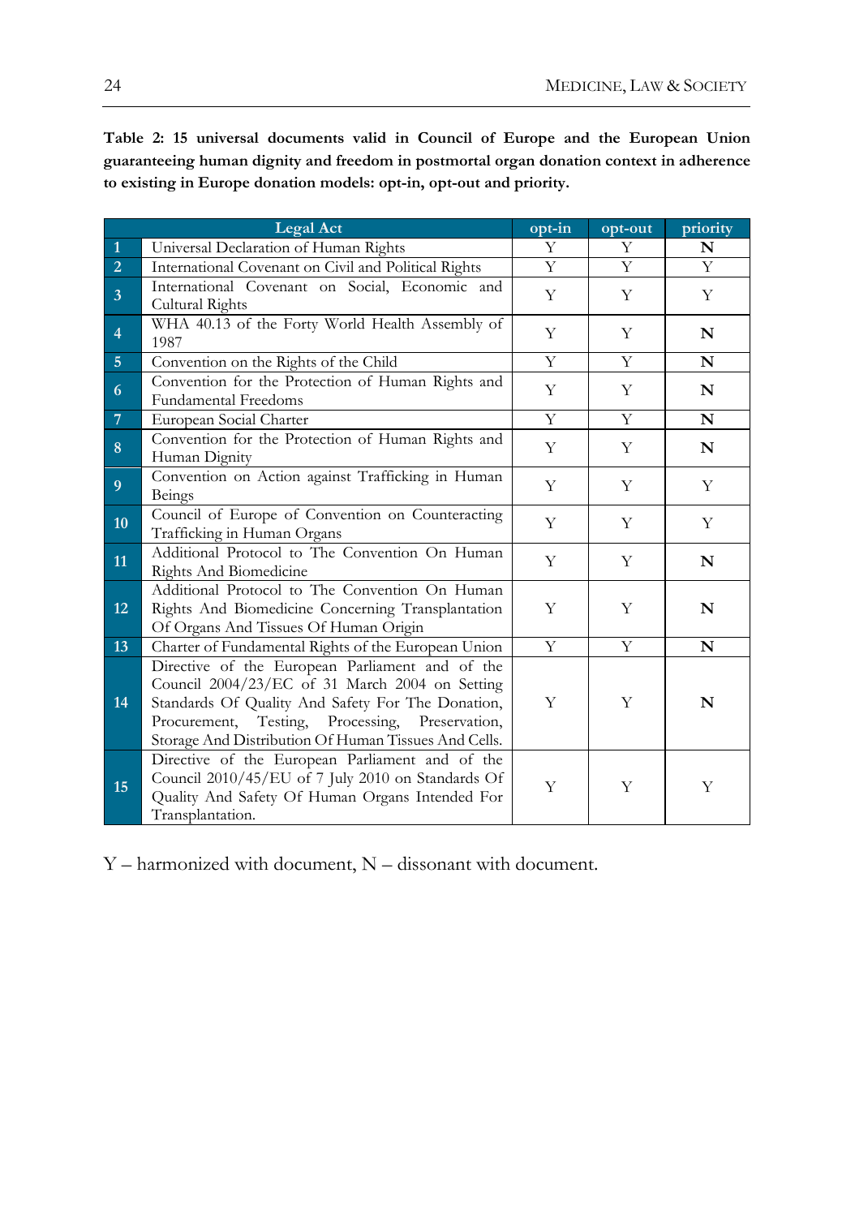**Table 2: 15 universal documents valid in Council of Europe and the European Union guaranteeing human dignity and freedom in postmortal organ donation context in adherence to existing in Europe donation models: opt-in, opt-out and priority.**

| | Legal Act | opt-in | opt-out | priority |
|---|---|---|---|---|
| 1 | Universal Declaration of Human Rights | Y | Y | **N** |
| 2 | International Covenant on Civil and Political Rights | Y | Y | Y |
| 3 | International Covenant on Social, Economic and Cultural Rights | Y | Y | Y |
| 4 | WHA 40.13 of the Forty World Health Assembly of 1987 | Y | Y | **N** |
| 5 | Convention on the Rights of the Child | Y | Y | **N** |
| 6 | Convention for the Protection of Human Rights and Fundamental Freedoms | Y | Y | **N** |
| 7 | European Social Charter | Y | Y | **N** |
| 8 | Convention for the Protection of Human Rights and Human Dignity | Y | Y | **N** |
| 9 | Convention on Action against Trafficking in Human Beings | Y | Y | Y |
| 10 | Council of Europe of Convention on Counteracting Trafficking in Human Organs | Y | Y | Y |
| 11 | Additional Protocol to The Convention On Human Rights And Biomedicine | Y | Y | **N** |
| 12 | Additional Protocol to The Convention On Human Rights And Biomedicine Concerning Transplantation Of Organs And Tissues Of Human Origin | Y | Y | **N** |
| 13 | Charter of Fundamental Rights of the European Union | Y | Y | **N** |
| 14 | Directive of the European Parliament and of the Council 2004/23/EC of 31 March 2004 on Setting Standards Of Quality And Safety For The Donation, Procurement, Testing, Processing, Preservation, Storage And Distribution Of Human Tissues And Cells. | Y | Y | **N** |
| 15 | Directive of the European Parliament and of the Council 2010/45/EU of 7 July 2010 on Standards Of Quality And Safety Of Human Organs Intended For Transplantation. | Y | Y | Y |

Y – harmonized with document, N – dissonant with document.